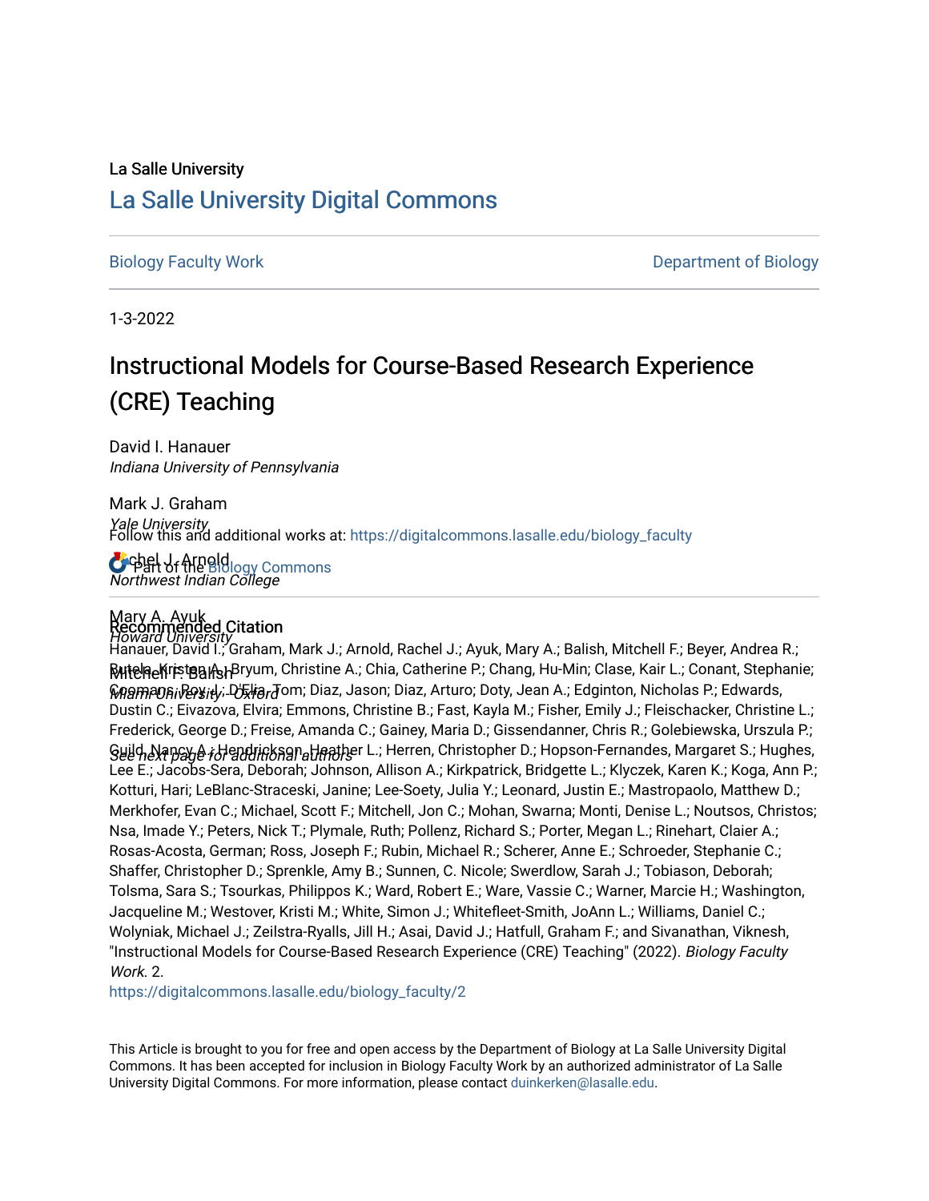La Salle University

# La Salle University Digital Commons

Biology Faculty Work

Department of Biology

1-3-2022

# Instructional Models for Course-Based Research Experience (CRE) Teaching

David I. Hanauer
*Indiana University of Pennsylvania*

Mark J. Graham
*Yale University*

Rachel J. Arnold
*Northwest Indian College*

Mary A. Ayuk
*Howard University*

Mitchell F. Balish
*Miami University - Oxford*

*See next page for additional authors*

Follow this and additional works at: https://digitalcommons.lasalle.edu/biology_faculty

Part of the Biology Commons

## Recommended Citation

Hanauer, David I.; Graham, Mark J.; Arnold, Rachel J.; Ayuk, Mary A.; Balish, Mitchell F.; Beyer, Andrea R.; Butela, Kristen A.; Bryum, Christine A.; Chia, Catherine P.; Chang, Hu-Min; Clase, Kair L.; Conant, Stephanie; Coomans, Roy J.; D'Elia, Tom; Diaz, Jason; Diaz, Arturo; Doty, Jean A.; Edgington, Nicholas P.; Edwards, Dustin C.; Eivazova, Elvira; Emmons, Christine B.; Fast, Kayla M.; Fisher, Emily J.; Fleischacker, Christine L.; Frederick, George D.; Freise, Amanda C.; Gainey, Maria D.; Gissendanner, Chris R.; Golebiewska, Urszula P.; Guild, Nancy A.; Hendrickson, Heather L.; Herren, Christopher D.; Hopson-Fernandes, Margaret S.; Hughes, Lee E.; Jacobs-Sera, Deborah; Johnson, Allison A.; Kirkpatrick, Bridgette L.; Klyczek, Karen K.; Koga, Ann P.; Kotturi, Hari; LeBlanc-Straceski, Janine; Lee-Soety, Julia Y.; Leonard, Justin E.; Mastropaolo, Matthew D.; Merkhofer, Evan C.; Michael, Scott F.; Mitchell, Jon C.; Mohan, Swarna; Monti, Denise L.; Noutsos, Christos; Nsa, Imade Y.; Peters, Nick T.; Plymale, Ruth; Pollenz, Richard S.; Porter, Megan L.; Rinehart, Claier A.; Rosas-Acosta, German; Ross, Joseph F.; Rubin, Michael R.; Scherer, Anne E.; Schroeder, Stephanie C.; Shaffer, Christopher D.; Sprenkle, Amy B.; Sunnen, C. Nicole; Swerdlow, Sarah J.; Tobiason, Deborah; Tolsma, Sara S.; Tsourkas, Philippos K.; Ward, Robert E.; Ware, Vassie C.; Warner, Marcie H.; Washington, Jacqueline M.; Westover, Kristi M.; White, Simon J.; Whitefleet-Smith, JoAnn L.; Williams, Daniel C.; Wolyniak, Michael J.; Zeilstra-Ryalls, Jill H.; Asai, David J.; Hatfull, Graham F.; and Sivanathan, Viknesh, "Instructional Models for Course-Based Research Experience (CRE) Teaching" (2022). *Biology Faculty Work*. 2.
https://digitalcommons.lasalle.edu/biology_faculty/2

This Article is brought to you for free and open access by the Department of Biology at La Salle University Digital Commons. It has been accepted for inclusion in Biology Faculty Work by an authorized administrator of La Salle University Digital Commons. For more information, please contact duinkerken@lasalle.edu.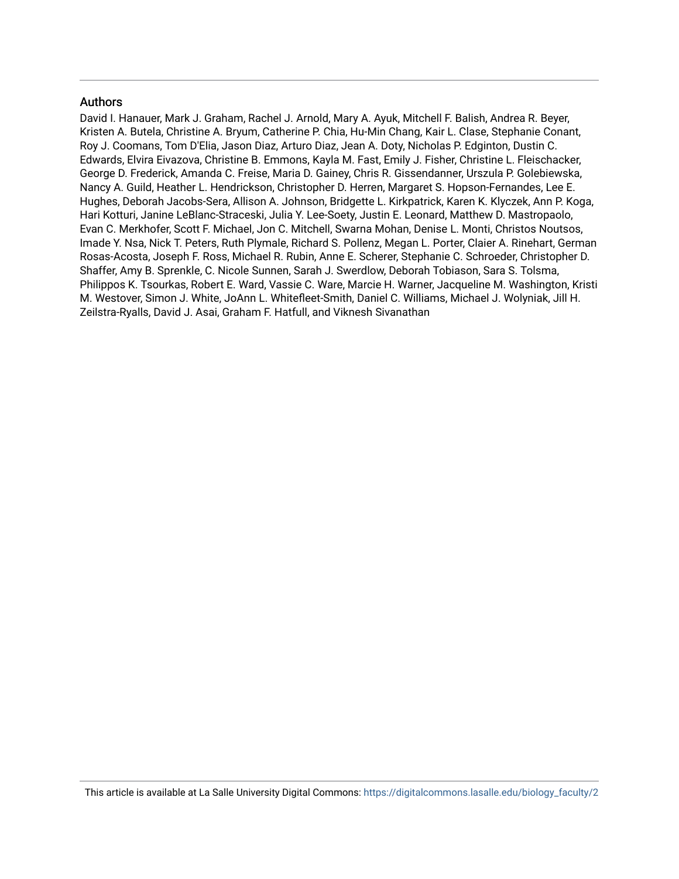## Authors

David I. Hanauer, Mark J. Graham, Rachel J. Arnold, Mary A. Ayuk, Mitchell F. Balish, Andrea R. Beyer, Kristen A. Butela, Christine A. Bryum, Catherine P. Chia, Hu-Min Chang, Kair L. Clase, Stephanie Conant, Roy J. Coomans, Tom D'Elia, Jason Diaz, Arturo Diaz, Jean A. Doty, Nicholas P. Edginton, Dustin C. Edwards, Elvira Eivazova, Christine B. Emmons, Kayla M. Fast, Emily J. Fisher, Christine L. Fleischacker, George D. Frederick, Amanda C. Freise, Maria D. Gainey, Chris R. Gissendanner, Urszula P. Golebiewska, Nancy A. Guild, Heather L. Hendrickson, Christopher D. Herren, Margaret S. Hopson-Fernandes, Lee E. Hughes, Deborah Jacobs-Sera, Allison A. Johnson, Bridgette L. Kirkpatrick, Karen K. Klyczek, Ann P. Koga, Hari Kotturi, Janine LeBlanc-Straceski, Julia Y. Lee-Soety, Justin E. Leonard, Matthew D. Mastropaolo, Evan C. Merkhofer, Scott F. Michael, Jon C. Mitchell, Swarna Mohan, Denise L. Monti, Christos Noutsos, Imade Y. Nsa, Nick T. Peters, Ruth Plymale, Richard S. Pollenz, Megan L. Porter, Claier A. Rinehart, German Rosas-Acosta, Joseph F. Ross, Michael R. Rubin, Anne E. Scherer, Stephanie C. Schroeder, Christopher D. Shaffer, Amy B. Sprenkle, C. Nicole Sunnen, Sarah J. Swerdlow, Deborah Tobiason, Sara S. Tolsma, Philippos K. Tsourkas, Robert E. Ward, Vassie C. Ware, Marcie H. Warner, Jacqueline M. Washington, Kristi M. Westover, Simon J. White, JoAnn L. Whitefleet-Smith, Daniel C. Williams, Michael J. Wolyniak, Jill H. Zeilstra-Ryalls, David J. Asai, Graham F. Hatfull, and Viknesh Sivanathan

This article is available at La Salle University Digital Commons: https://digitalcommons.lasalle.edu/biology_faculty/2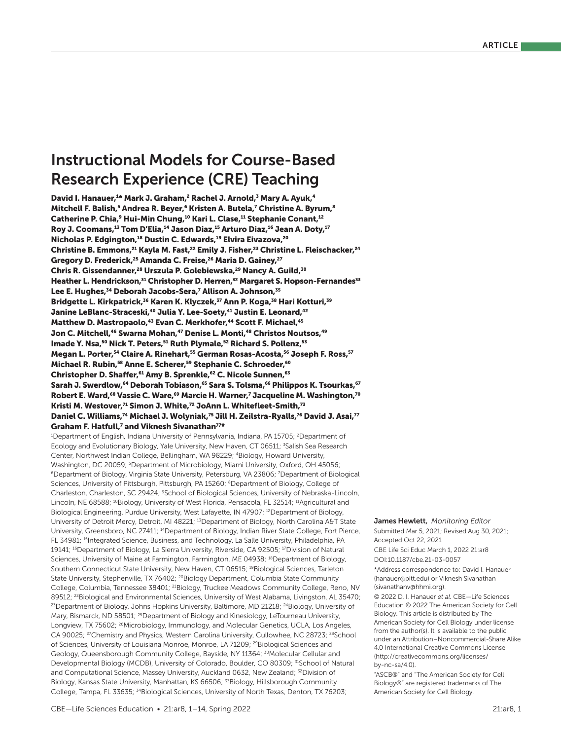# Instructional Models for Course-Based Research Experience (CRE) Teaching

**David I. Hanauer,[1]* Mark J. Graham,[2] Rachel J. Arnold,[3] Mary A. Ayuk,[4] Mitchell F. Balish,[5] Andrea R. Beyer,[6] Kristen A. Butela,[7] Christine A. Byrum,[8] Catherine P. Chia,[9] Hui-Min Chung,[10] Kari L. Clase,[11] Stephanie Conant,[12] Roy J. Coomans,[13] Tom D'Elia,[14] Jason Diaz,[15] Arturo Diaz,[16] Jean A. Doty,[17] Nicholas P. Edgington,[18] Dustin C. Edwards,[19] Elvira Eivazova,[20] Christine B. Emmons,[21] Kayla M. Fast,[22] Emily J. Fisher,[23] Christine L. Fleischacker,[24] Gregory D. Frederick,[25] Amanda C. Freise,[26] Maria D. Gainey,[27] Chris R. Gissendanner,[28] Urszula P. Golebiewska,[29] Nancy A. Guild,[30] Heather L. Hendrickson,[31] Christopher D. Herren,[32] Margaret S. Hopson-Fernandes[33] Lee E. Hughes,[34] Deborah Jacobs-Sera,[7] Allison A. Johnson,[35] Bridgette L. Kirkpatrick,[36] Karen K. Klyczek,[37] Ann P. Koga,[38] Hari Kotturi,[39] Janine LeBlanc-Straceski,[40] Julia Y. Lee-Soety,[41] Justin E. Leonard,[42] Matthew D. Mastropaolo,[43] Evan C. Merkhofer,[44] Scott F. Michael,[45] Jon C. Mitchell,[46] Swarna Mohan,[47] Denise L. Monti,[48] Christos Noutsos,[49] Imade Y. Nsa,[50] Nick T. Peters,[51] Ruth Plymale,[52] Richard S. Pollenz,[53] Megan L. Porter,[54] Claire A. Rinehart,[55] German Rosas-Acosta,[56] Joseph F. Ross,[57] Michael R. Rubin,[58] Anne E. Scherer,[59] Stephanie C. Schroeder,[60] Christopher D. Shaffer,[61] Amy B. Sprenkle,[62] C. Nicole Sunnen,[63] Sarah J. Swerdlow,[64] Deborah Tobiason,[65] Sara S. Tolsma,[66] Philippos K. Tsourkas,[67] Robert E. Ward,[68] Vassie C. Ware,[69] Marcie H. Warner,[7] Jacqueline M. Washington,[70] Kristi M. Westover,[71] Simon J. White,[72] JoAnn L. Whitefleet-Smith,[73] Daniel C. Williams,[74] Michael J. Wolyniak,[75] Jill H. Zeilstra-Ryalls,[76] David J. Asai,[77] Graham F. Hatfull,[7] and Viknesh Sivanathan[77]***

[1]Department of English, Indiana University of Pennsylvania, Indiana, PA 15705; [2]Department of Ecology and Evolutionary Biology, Yale University, New Haven, CT 06511; [3]Salish Sea Research Center, Northwest Indian College, Bellingham, WA 98229; [4]Biology, Howard University, Washington, DC 20059; [5]Department of Microbiology, Miami University, Oxford, OH 45056; [6]Department of Biology, Virginia State University, Petersburg, VA 23806; [7]Department of Biological Sciences, University of Pittsburgh, Pittsburgh, PA 15260; [8]Department of Biology, College of Charleston, Charleston, SC 29424; [9]School of Biological Sciences, University of Nebraska-Lincoln, Lincoln, NE 68588; [10]Biology, University of West Florida, Pensacola, FL 32514; [11]Agricultural and Biological Engineering, Purdue University, West Lafayette, IN 47907; [12]Department of Biology, University of Detroit Mercy, Detroit, MI 48221; [13]Department of Biology, North Carolina A&T State University, Greensboro, NC 27411; [14]Department of Biology, Indian River State College, Fort Pierce, FL 34981; [15]Integrated Science, Business, and Technology, La Salle University, Philadelphia, PA 19141; [16]Department of Biology, La Sierra University, Riverside, CA 92505; [17]Division of Natural Sciences, University of Maine at Farmington, Farmington, ME 04938; [18]Department of Biology, Southern Connecticut State University, New Haven, CT 06515; [19]Biological Sciences, Tarleton State University, Stephenville, TX 76402; [20]Biology Department, Columbia State Community College, Columbia, Tennessee 38401; [21]Biology, Truckee Meadows Community College, Reno, NV 89512; [22]Biological and Environmental Sciences, University of West Alabama, Livingston, AL 35470; [23]Department of Biology, Johns Hopkins University, Baltimore, MD 21218; [24]Biology, University of Mary, Bismarck, ND 58501; [25]Department of Biology and Kinesiology, LeTourneau University, Longview, TX 75602; [26]Microbiology, Immunology, and Molecular Genetics, UCLA, Los Angeles, CA 90025; [27]Chemistry and Physics, Western Carolina University, Cullowhee, NC 28723; [28]School of Sciences, University of Louisiana Monroe, Monroe, LA 71209; [29]Biological Sciences and Geology, Queensborough Community College, Bayside, NY 11364; [30]Molecular Cellular and Developmental Biology (MCDB), University of Colorado, Boulder, CO 80309; [31]School of Natural and Computational Science, Massey University, Auckland 0632, New Zealand; [32]Division of Biology, Kansas State University, Manhattan, KS 66506; [33]Biology, Hillsborough Community College, Tampa, FL 33635; [34]Biological Sciences, University of North Texas, Denton, TX 76203;

**James Hewlett,** *Monitoring Editor*

Submitted Mar 5, 2021; Revised Aug 30, 2021; Accepted Oct 22, 2021

CBE Life Sci Educ March 1, 2022 21:ar8

DOI:10.1187/cbe.21-03-0057

*Address correspondence to: David I. Hanauer (hanauer@pitt.edu) or Viknesh Sivanathan (sivanathanv@hhmi.org).

© 2022 D. I. Hanauer *et al.* CBE—Life Sciences Education © 2022 The American Society for Cell Biology. This article is distributed by The American Society for Cell Biology under license from the author(s). It is available to the public under an Attribution–Noncommercial-Share Alike 4.0 International Creative Commons License (http://creativecommons.org/licenses/by-nc-sa/4.0).

"ASCB®" and "The American Society for Cell Biology®" are registered trademarks of The American Society for Cell Biology.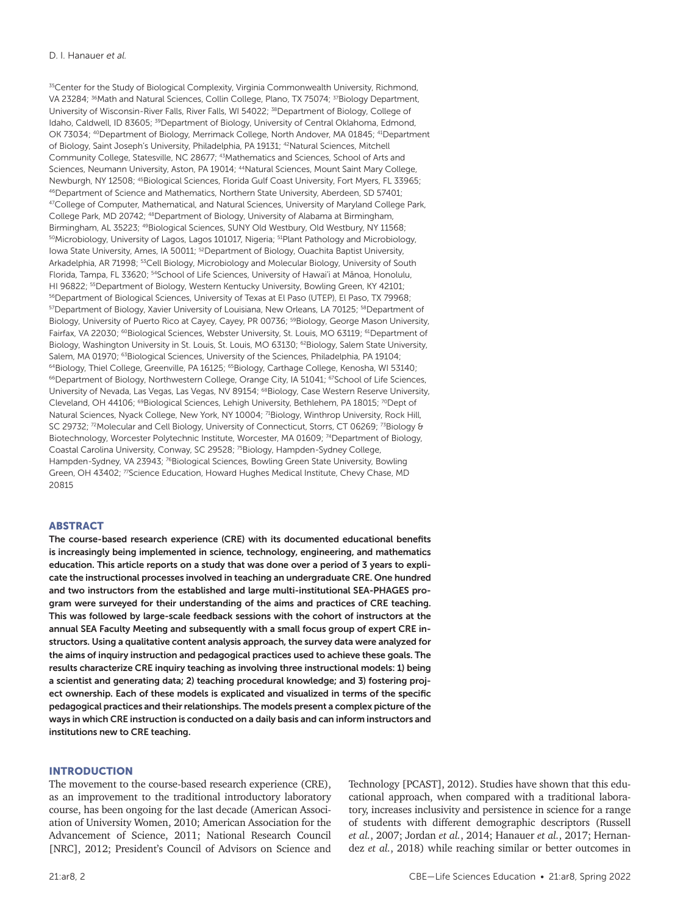[35]Center for the Study of Biological Complexity, Virginia Commonwealth University, Richmond, VA 23284; [36]Math and Natural Sciences, Collin College, Plano, TX 75074; [37]Biology Department, University of Wisconsin-River Falls, River Falls, WI 54022; [38]Department of Biology, College of Idaho, Caldwell, ID 83605; [39]Department of Biology, University of Central Oklahoma, Edmond, OK 73034; [40]Department of Biology, Merrimack College, North Andover, MA 01845; [41]Department of Biology, Saint Joseph's University, Philadelphia, PA 19131; [42]Natural Sciences, Mitchell Community College, Statesville, NC 28677; [43]Mathematics and Sciences, School of Arts and Sciences, Neumann University, Aston, PA 19014; [44]Natural Sciences, Mount Saint Mary College, Newburgh, NY 12508; [45]Biological Sciences, Florida Gulf Coast University, Fort Myers, FL 33965; [46]Department of Science and Mathematics, Northern State University, Aberdeen, SD 57401; [47]College of Computer, Mathematical, and Natural Sciences, University of Maryland College Park, College Park, MD 20742; [48]Department of Biology, University of Alabama at Birmingham, Birmingham, AL 35223; [49]Biological Sciences, SUNY Old Westbury, Old Westbury, NY 11568; [50]Microbiology, University of Lagos, Lagos 101017, Nigeria; [51]Plant Pathology and Microbiology, Iowa State University, Ames, IA 50011; [52]Department of Biology, Ouachita Baptist University, Arkadelphia, AR 71998; [53]Cell Biology, Microbiology and Molecular Biology, University of South Florida, Tampa, FL 33620; [54]School of Life Sciences, University of Hawai'i at Mānoa, Honolulu, HI 96822; [55]Department of Biology, Western Kentucky University, Bowling Green, KY 42101; [56]Department of Biological Sciences, University of Texas at El Paso (UTEP), El Paso, TX 79968; [57]Department of Biology, Xavier University of Louisiana, New Orleans, LA 70125; [58]Department of Biology, University of Puerto Rico at Cayey, Cayey, PR 00736; [59]Biology, George Mason University, Fairfax, VA 22030; [60]Biological Sciences, Webster University, St. Louis, MO 63119; [61]Department of Biology, Washington University in St. Louis, St. Louis, MO 63130; [62]Biology, Salem State University, Salem, MA 01970; [63]Biological Sciences, University of the Sciences, Philadelphia, PA 19104; [64]Biology, Thiel College, Greenville, PA 16125; [65]Biology, Carthage College, Kenosha, WI 53140; [66]Department of Biology, Northwestern College, Orange City, IA 51041; [67]School of Life Sciences, University of Nevada, Las Vegas, Las Vegas, NV 89154; [68]Biology, Case Western Reserve University, Cleveland, OH 44106; [69]Biological Sciences, Lehigh University, Bethlehem, PA 18015; [70]Dept of Natural Sciences, Nyack College, New York, NY 10004; [71]Biology, Winthrop University, Rock Hill, SC 29732; [72]Molecular and Cell Biology, University of Connecticut, Storrs, CT 06269; [73]Biology & Biotechnology, Worcester Polytechnic Institute, Worcester, MA 01609; [74]Department of Biology, Coastal Carolina University, Conway, SC 29528; [75]Biology, Hampden-Sydney College, Hampden-Sydney, VA 23943; [76]Biological Sciences, Bowling Green State University, Bowling Green, OH 43402; [77]Science Education, Howard Hughes Medical Institute, Chevy Chase, MD 20815

## ABSTRACT

**The course-based research experience (CRE) with its documented educational benefits is increasingly being implemented in science, technology, engineering, and mathematics education. This article reports on a study that was done over a period of 3 years to explicate the instructional processes involved in teaching an undergraduate CRE. One hundred and two instructors from the established and large multi-institutional SEA-PHAGES program were surveyed for their understanding of the aims and practices of CRE teaching. This was followed by large-scale feedback sessions with the cohort of instructors at the annual SEA Faculty Meeting and subsequently with a small focus group of expert CRE instructors. Using a qualitative content analysis approach, the survey data were analyzed for the aims of inquiry instruction and pedagogical practices used to achieve these goals. The results characterize CRE inquiry teaching as involving three instructional models: 1) being a scientist and generating data; 2) teaching procedural knowledge; and 3) fostering project ownership. Each of these models is explicated and visualized in terms of the specific pedagogical practices and their relationships. The models present a complex picture of the ways in which CRE instruction is conducted on a daily basis and can inform instructors and institutions new to CRE teaching.**

## INTRODUCTION

The movement to the course-based research experience (CRE), as an improvement to the traditional introductory laboratory course, has been ongoing for the last decade (American Association of University Women, 2010; American Association for the Advancement of Science, 2011; National Research Council [NRC], 2012; President's Council of Advisors on Science and Technology [PCAST], 2012). Studies have shown that this educational approach, when compared with a traditional laboratory, increases inclusivity and persistence in science for a range of students with different demographic descriptors (Russell *et al.*, 2007; Jordan *et al.*, 2014; Hanauer *et al.*, 2017; Hernandez *et al.*, 2018) while reaching similar or better outcomes in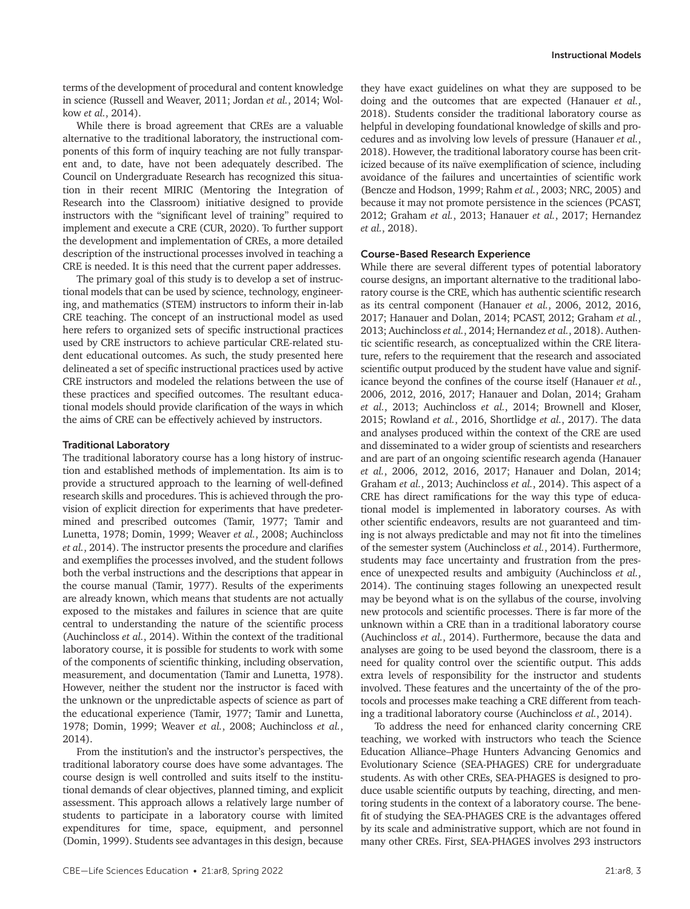terms of the development of procedural and content knowledge in science (Russell and Weaver, 2011; Jordan *et al.*, 2014; Wolkow *et al.*, 2014).

While there is broad agreement that CREs are a valuable alternative to the traditional laboratory, the instructional components of this form of inquiry teaching are not fully transparent and, to date, have not been adequately described. The Council on Undergraduate Research has recognized this situation in their recent MIRIC (Mentoring the Integration of Research into the Classroom) initiative designed to provide instructors with the "significant level of training" required to implement and execute a CRE (CUR, 2020). To further support the development and implementation of CREs, a more detailed description of the instructional processes involved in teaching a CRE is needed. It is this need that the current paper addresses.

The primary goal of this study is to develop a set of instructional models that can be used by science, technology, engineering, and mathematics (STEM) instructors to inform their in-lab CRE teaching. The concept of an instructional model as used here refers to organized sets of specific instructional practices used by CRE instructors to achieve particular CRE-related student educational outcomes. As such, the study presented here delineated a set of specific instructional practices used by active CRE instructors and modeled the relations between the use of these practices and specified outcomes. The resultant educational models should provide clarification of the ways in which the aims of CRE can be effectively achieved by instructors.

### Traditional Laboratory

The traditional laboratory course has a long history of instruction and established methods of implementation. Its aim is to provide a structured approach to the learning of well-defined research skills and procedures. This is achieved through the provision of explicit direction for experiments that have predetermined and prescribed outcomes (Tamir, 1977; Tamir and Lunetta, 1978; Domin, 1999; Weaver *et al.*, 2008; Auchincloss *et al.*, 2014). The instructor presents the procedure and clarifies and exemplifies the processes involved, and the student follows both the verbal instructions and the descriptions that appear in the course manual (Tamir, 1977). Results of the experiments are already known, which means that students are not actually exposed to the mistakes and failures in science that are quite central to understanding the nature of the scientific process (Auchincloss *et al.*, 2014). Within the context of the traditional laboratory course, it is possible for students to work with some of the components of scientific thinking, including observation, measurement, and documentation (Tamir and Lunetta, 1978). However, neither the student nor the instructor is faced with the unknown or the unpredictable aspects of science as part of the educational experience (Tamir, 1977; Tamir and Lunetta, 1978; Domin, 1999; Weaver *et al.*, 2008; Auchincloss *et al.*, 2014).

From the institution's and the instructor's perspectives, the traditional laboratory course does have some advantages. The course design is well controlled and suits itself to the institutional demands of clear objectives, planned timing, and explicit assessment. This approach allows a relatively large number of students to participate in a laboratory course with limited expenditures for time, space, equipment, and personnel (Domin, 1999). Students see advantages in this design, because they have exact guidelines on what they are supposed to be doing and the outcomes that are expected (Hanauer *et al.*, 2018). Students consider the traditional laboratory course as helpful in developing foundational knowledge of skills and procedures and as involving low levels of pressure (Hanauer *et al.*, 2018). However, the traditional laboratory course has been criticized because of its naïve exemplification of science, including avoidance of the failures and uncertainties of scientific work (Bencze and Hodson, 1999; Rahm *et al.*, 2003; NRC, 2005) and because it may not promote persistence in the sciences (PCAST, 2012; Graham *et al.*, 2013; Hanauer *et al.*, 2017; Hernandez *et al.*, 2018).

### Course-Based Research Experience

While there are several different types of potential laboratory course designs, an important alternative to the traditional laboratory course is the CRE, which has authentic scientific research as its central component (Hanauer *et al.*, 2006, 2012, 2016, 2017; Hanauer and Dolan, 2014; PCAST, 2012; Graham *et al.*, 2013; Auchincloss *et al.*, 2014; Hernandez *et al.*, 2018). Authentic scientific research, as conceptualized within the CRE literature, refers to the requirement that the research and associated scientific output produced by the student have value and significance beyond the confines of the course itself (Hanauer *et al.*, 2006, 2012, 2016, 2017; Hanauer and Dolan, 2014; Graham *et al.*, 2013; Auchincloss *et al.*, 2014; Brownell and Kloser, 2015; Rowland *et al.*, 2016, Shortlidge *et al.*, 2017). The data and analyses produced within the context of the CRE are used and disseminated to a wider group of scientists and researchers and are part of an ongoing scientific research agenda (Hanauer *et al.*, 2006, 2012, 2016, 2017; Hanauer and Dolan, 2014; Graham *et al.*, 2013; Auchincloss *et al.*, 2014). This aspect of a CRE has direct ramifications for the way this type of educational model is implemented in laboratory courses. As with other scientific endeavors, results are not guaranteed and timing is not always predictable and may not fit into the timelines of the semester system (Auchincloss *et al.*, 2014). Furthermore, students may face uncertainty and frustration from the presence of unexpected results and ambiguity (Auchincloss *et al.*, 2014). The continuing stages following an unexpected result may be beyond what is on the syllabus of the course, involving new protocols and scientific processes. There is far more of the unknown within a CRE than in a traditional laboratory course (Auchincloss *et al.*, 2014). Furthermore, because the data and analyses are going to be used beyond the classroom, there is a need for quality control over the scientific output. This adds extra levels of responsibility for the instructor and students involved. These features and the uncertainty of the of the protocols and processes make teaching a CRE different from teaching a traditional laboratory course (Auchincloss *et al.*, 2014).

To address the need for enhanced clarity concerning CRE teaching, we worked with instructors who teach the Science Education Alliance–Phage Hunters Advancing Genomics and Evolutionary Science (SEA-PHAGES) CRE for undergraduate students. As with other CREs, SEA-PHAGES is designed to produce usable scientific outputs by teaching, directing, and mentoring students in the context of a laboratory course. The benefit of studying the SEA-PHAGES CRE is the advantages offered by its scale and administrative support, which are not found in many other CREs. First, SEA-PHAGES involves 293 instructors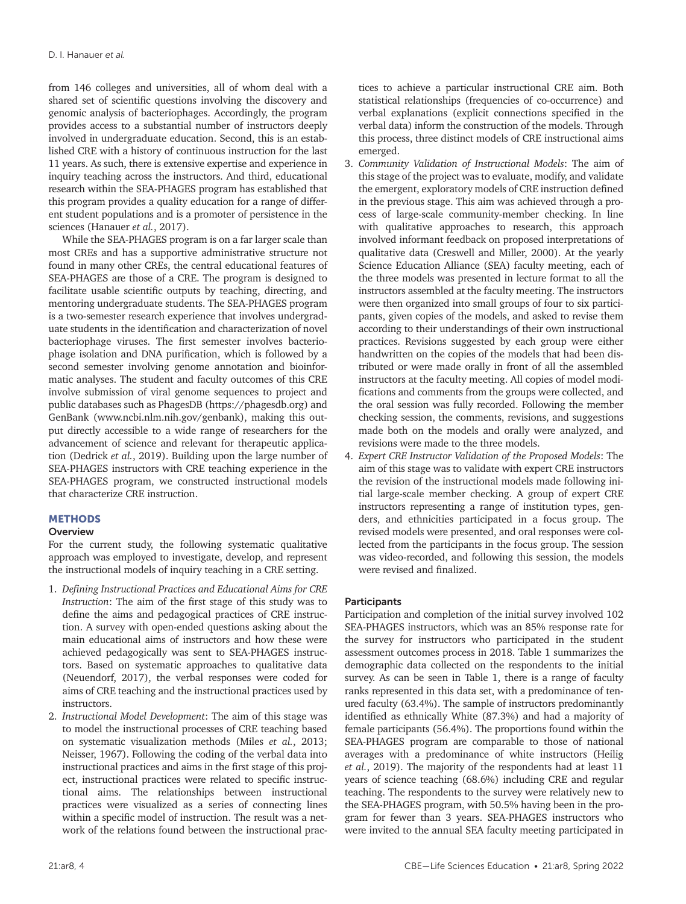from 146 colleges and universities, all of whom deal with a shared set of scientific questions involving the discovery and genomic analysis of bacteriophages. Accordingly, the program provides access to a substantial number of instructors deeply involved in undergraduate education. Second, this is an established CRE with a history of continuous instruction for the last 11 years. As such, there is extensive expertise and experience in inquiry teaching across the instructors. And third, educational research within the SEA-PHAGES program has established that this program provides a quality education for a range of different student populations and is a promoter of persistence in the sciences (Hanauer *et al.*, 2017).

While the SEA-PHAGES program is on a far larger scale than most CREs and has a supportive administrative structure not found in many other CREs, the central educational features of SEA-PHAGES are those of a CRE. The program is designed to facilitate usable scientific outputs by teaching, directing, and mentoring undergraduate students. The SEA-PHAGES program is a two-semester research experience that involves undergraduate students in the identification and characterization of novel bacteriophage viruses. The first semester involves bacteriophage isolation and DNA purification, which is followed by a second semester involving genome annotation and bioinformatic analyses. The student and faculty outcomes of this CRE involve submission of viral genome sequences to project and public databases such as PhagesDB (https://phagesdb.org) and GenBank (www.ncbi.nlm.nih.gov/genbank), making this output directly accessible to a wide range of researchers for the advancement of science and relevant for therapeutic application (Dedrick *et al.*, 2019). Building upon the large number of SEA-PHAGES instructors with CRE teaching experience in the SEA-PHAGES program, we constructed instructional models that characterize CRE instruction.

## METHODS

### Overview

For the current study, the following systematic qualitative approach was employed to investigate, develop, and represent the instructional models of inquiry teaching in a CRE setting.

1. *Defining Instructional Practices and Educational Aims for CRE Instruction*: The aim of the first stage of this study was to define the aims and pedagogical practices of CRE instruction. A survey with open-ended questions asking about the main educational aims of instructors and how these were achieved pedagogically was sent to SEA-PHAGES instructors. Based on systematic approaches to qualitative data (Neuendorf, 2017), the verbal responses were coded for aims of CRE teaching and the instructional practices used by instructors.
2. *Instructional Model Development*: The aim of this stage was to model the instructional processes of CRE teaching based on systematic visualization methods (Miles *et al.*, 2013; Neisser, 1967). Following the coding of the verbal data into instructional practices and aims in the first stage of this project, instructional practices were related to specific instructional aims. The relationships between instructional practices were visualized as a series of connecting lines within a specific model of instruction. The result was a network of the relations found between the instructional practices to achieve a particular instructional CRE aim. Both statistical relationships (frequencies of co-occurrence) and verbal explanations (explicit connections specified in the verbal data) inform the construction of the models. Through this process, three distinct models of CRE instructional aims emerged.
3. *Community Validation of Instructional Models*: The aim of this stage of the project was to evaluate, modify, and validate the emergent, exploratory models of CRE instruction defined in the previous stage. This aim was achieved through a process of large-scale community-member checking. In line with qualitative approaches to research, this approach involved informant feedback on proposed interpretations of qualitative data (Creswell and Miller, 2000). At the yearly Science Education Alliance (SEA) faculty meeting, each of the three models was presented in lecture format to all the instructors assembled at the faculty meeting. The instructors were then organized into small groups of four to six participants, given copies of the models, and asked to revise them according to their understandings of their own instructional practices. Revisions suggested by each group were either handwritten on the copies of the models that had been distributed or were made orally in front of all the assembled instructors at the faculty meeting. All copies of model modifications and comments from the groups were collected, and the oral session was fully recorded. Following the member checking session, the comments, revisions, and suggestions made both on the models and orally were analyzed, and revisions were made to the three models.
4. *Expert CRE Instructor Validation of the Proposed Models*: The aim of this stage was to validate with expert CRE instructors the revision of the instructional models made following initial large-scale member checking. A group of expert CRE instructors representing a range of institution types, genders, and ethnicities participated in a focus group. The revised models were presented, and oral responses were collected from the participants in the focus group. The session was video-recorded, and following this session, the models were revised and finalized.

### Participants

Participation and completion of the initial survey involved 102 SEA-PHAGES instructors, which was an 85% response rate for the survey for instructors who participated in the student assessment outcomes process in 2018. Table 1 summarizes the demographic data collected on the respondents to the initial survey. As can be seen in Table 1, there is a range of faculty ranks represented in this data set, with a predominance of tenured faculty (63.4%). The sample of instructors predominantly identified as ethnically White (87.3%) and had a majority of female participants (56.4%). The proportions found within the SEA-PHAGES program are comparable to those of national averages with a predominance of white instructors (Heilig *et al.*, 2019). The majority of the respondents had at least 11 years of science teaching (68.6%) including CRE and regular teaching. The respondents to the survey were relatively new to the SEA-PHAGES program, with 50.5% having been in the program for fewer than 3 years. SEA-PHAGES instructors who were invited to the annual SEA faculty meeting participated in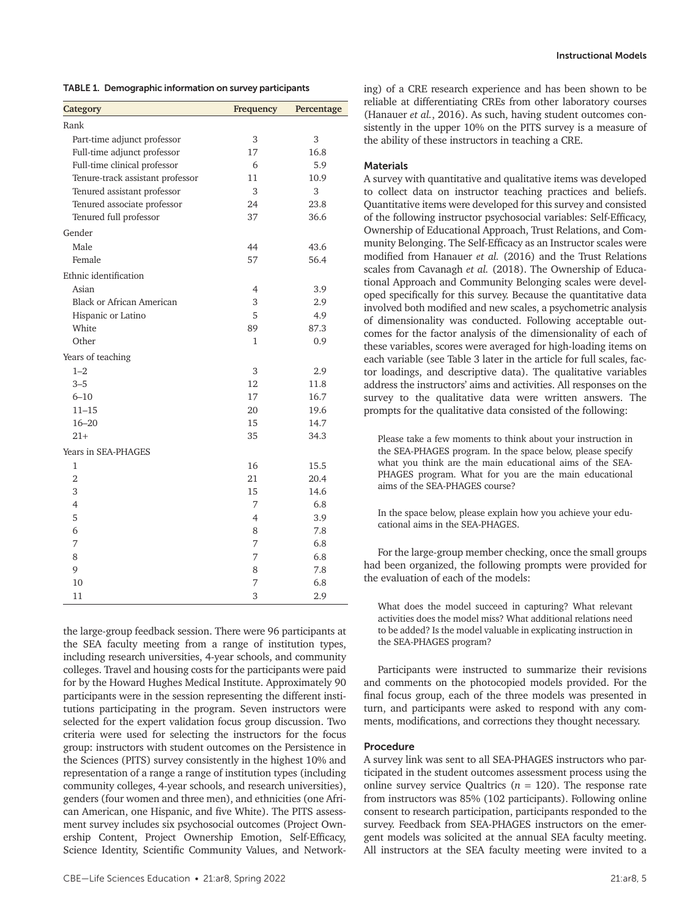TABLE 1. Demographic information on survey participants

| Category | Frequency | Percentage |
|---|---|---|
| Rank | | |
| Part-time adjunct professor | 3 | 3 |
| Full-time adjunct professor | 17 | 16.8 |
| Full-time clinical professor | 6 | 5.9 |
| Tenure-track assistant professor | 11 | 10.9 |
| Tenured assistant professor | 3 | 3 |
| Tenured associate professor | 24 | 23.8 |
| Tenured full professor | 37 | 36.6 |
| Gender | | |
| Male | 44 | 43.6 |
| Female | 57 | 56.4 |
| Ethnic identification | | |
| Asian | 4 | 3.9 |
| Black or African American | 3 | 2.9 |
| Hispanic or Latino | 5 | 4.9 |
| White | 89 | 87.3 |
| Other | 1 | 0.9 |
| Years of teaching | | |
| 1–2 | 3 | 2.9 |
| 3–5 | 12 | 11.8 |
| 6–10 | 17 | 16.7 |
| 11–15 | 20 | 19.6 |
| 16–20 | 15 | 14.7 |
| 21+ | 35 | 34.3 |
| Years in SEA-PHAGES | | |
| 1 | 16 | 15.5 |
| 2 | 21 | 20.4 |
| 3 | 15 | 14.6 |
| 4 | 7 | 6.8 |
| 5 | 4 | 3.9 |
| 6 | 8 | 7.8 |
| 7 | 7 | 6.8 |
| 8 | 7 | 6.8 |
| 9 | 8 | 7.8 |
| 10 | 7 | 6.8 |
| 11 | 3 | 2.9 |

the large-group feedback session. There were 96 participants at the SEA faculty meeting from a range of institution types, including research universities, 4-year schools, and community colleges. Travel and housing costs for the participants were paid for by the Howard Hughes Medical Institute. Approximately 90 participants were in the session representing the different institutions participating in the program. Seven instructors were selected for the expert validation focus group discussion. Two criteria were used for selecting the instructors for the focus group: instructors with student outcomes on the Persistence in the Sciences (PITS) survey consistently in the highest 10% and representation of a range a range of institution types (including community colleges, 4-year schools, and research universities), genders (four women and three men), and ethnicities (one African American, one Hispanic, and five White). The PITS assessment survey includes six psychosocial outcomes (Project Ownership Content, Project Ownership Emotion, Self-Efficacy, Science Identity, Scientific Community Values, and Networking) of a CRE research experience and has been shown to be reliable at differentiating CREs from other laboratory courses (Hanauer *et al.*, 2016). As such, having student outcomes consistently in the upper 10% on the PITS survey is a measure of the ability of these instructors in teaching a CRE.

### Materials

A survey with quantitative and qualitative items was developed to collect data on instructor teaching practices and beliefs. Quantitative items were developed for this survey and consisted of the following instructor psychosocial variables: Self-Efficacy, Ownership of Educational Approach, Trust Relations, and Community Belonging. The Self-Efficacy as an Instructor scales were modified from Hanauer *et al.* (2016) and the Trust Relations scales from Cavanagh *et al.* (2018). The Ownership of Educational Approach and Community Belonging scales were developed specifically for this survey. Because the quantitative data involved both modified and new scales, a psychometric analysis of dimensionality was conducted. Following acceptable outcomes for the factor analysis of the dimensionality of each of these variables, scores were averaged for high-loading items on each variable (see Table 3 later in the article for full scales, factor loadings, and descriptive data). The qualitative variables address the instructors' aims and activities. All responses on the survey to the qualitative data were written answers. The prompts for the qualitative data consisted of the following:

> Please take a few moments to think about your instruction in the SEA-PHAGES program. In the space below, please specify what you think are the main educational aims of the SEA-PHAGES program. What for you are the main educational aims of the SEA-PHAGES course?

> In the space below, please explain how you achieve your educational aims in the SEA-PHAGES.

For the large-group member checking, once the small groups had been organized, the following prompts were provided for the evaluation of each of the models:

> What does the model succeed in capturing? What relevant activities does the model miss? What additional relations need to be added? Is the model valuable in explicating instruction in the SEA-PHAGES program?

Participants were instructed to summarize their revisions and comments on the photocopied models provided. For the final focus group, each of the three models was presented in turn, and participants were asked to respond with any comments, modifications, and corrections they thought necessary.

### Procedure

A survey link was sent to all SEA-PHAGES instructors who participated in the student outcomes assessment process using the online survey service Qualtrics ($n$ = 120). The response rate from instructors was 85% (102 participants). Following online consent to research participation, participants responded to the survey. Feedback from SEA-PHAGES instructors on the emergent models was solicited at the annual SEA faculty meeting. All instructors at the SEA faculty meeting were invited to a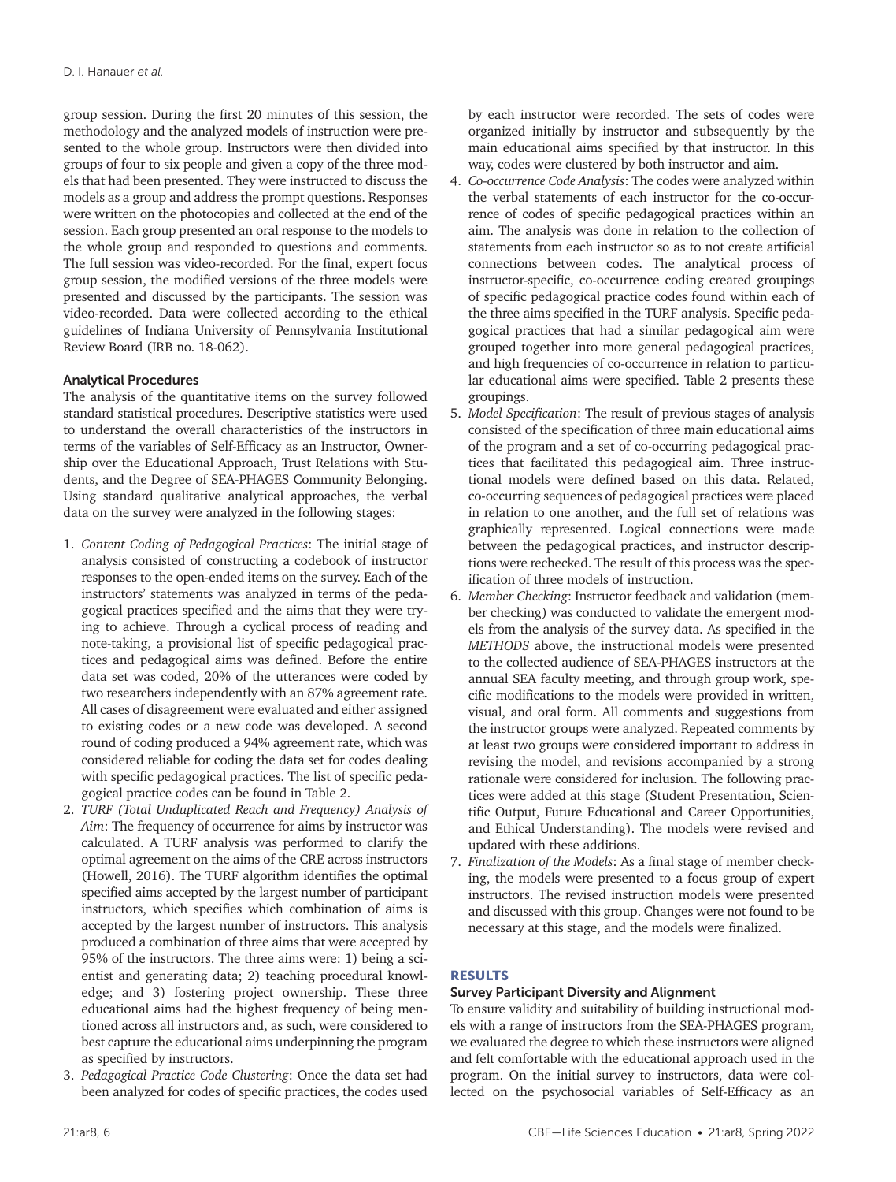group session. During the first 20 minutes of this session, the methodology and the analyzed models of instruction were presented to the whole group. Instructors were then divided into groups of four to six people and given a copy of the three models that had been presented. They were instructed to discuss the models as a group and address the prompt questions. Responses were written on the photocopies and collected at the end of the session. Each group presented an oral response to the models to the whole group and responded to questions and comments. The full session was video-recorded. For the final, expert focus group session, the modified versions of the three models were presented and discussed by the participants. The session was video-recorded. Data were collected according to the ethical guidelines of Indiana University of Pennsylvania Institutional Review Board (IRB no. 18-062).

### Analytical Procedures

The analysis of the quantitative items on the survey followed standard statistical procedures. Descriptive statistics were used to understand the overall characteristics of the instructors in terms of the variables of Self-Efficacy as an Instructor, Ownership over the Educational Approach, Trust Relations with Students, and the Degree of SEA-PHAGES Community Belonging. Using standard qualitative analytical approaches, the verbal data on the survey were analyzed in the following stages:

1. *Content Coding of Pedagogical Practices*: The initial stage of analysis consisted of constructing a codebook of instructor responses to the open-ended items on the survey. Each of the instructors' statements was analyzed in terms of the pedagogical practices specified and the aims that they were trying to achieve. Through a cyclical process of reading and note-taking, a provisional list of specific pedagogical practices and pedagogical aims was defined. Before the entire data set was coded, 20% of the utterances were coded by two researchers independently with an 87% agreement rate. All cases of disagreement were evaluated and either assigned to existing codes or a new code was developed. A second round of coding produced a 94% agreement rate, which was considered reliable for coding the data set for codes dealing with specific pedagogical practices. The list of specific pedagogical practice codes can be found in Table 2.
2. *TURF (Total Unduplicated Reach and Frequency) Analysis of Aim*: The frequency of occurrence for aims by instructor was calculated. A TURF analysis was performed to clarify the optimal agreement on the aims of the CRE across instructors (Howell, 2016). The TURF algorithm identifies the optimal specified aims accepted by the largest number of participant instructors, which specifies which combination of aims is accepted by the largest number of instructors. This analysis produced a combination of three aims that were accepted by 95% of the instructors. The three aims were: 1) being a scientist and generating data; 2) teaching procedural knowledge; and 3) fostering project ownership. These three educational aims had the highest frequency of being mentioned across all instructors and, as such, were considered to best capture the educational aims underpinning the program as specified by instructors.
3. *Pedagogical Practice Code Clustering*: Once the data set had been analyzed for codes of specific practices, the codes used by each instructor were recorded. The sets of codes were organized initially by instructor and subsequently by the main educational aims specified by that instructor. In this way, codes were clustered by both instructor and aim.
4. *Co-occurrence Code Analysis*: The codes were analyzed within the verbal statements of each instructor for the co-occurrence of codes of specific pedagogical practices within an aim. The analysis was done in relation to the collection of statements from each instructor so as to not create artificial connections between codes. The analytical process of instructor-specific, co-occurrence coding created groupings of specific pedagogical practice codes found within each of the three aims specified in the TURF analysis. Specific pedagogical practices that had a similar pedagogical aim were grouped together into more general pedagogical practices, and high frequencies of co-occurrence in relation to particular educational aims were specified. Table 2 presents these groupings.
5. *Model Specification*: The result of previous stages of analysis consisted of the specification of three main educational aims of the program and a set of co-occurring pedagogical practices that facilitated this pedagogical aim. Three instructional models were defined based on this data. Related, co-occurring sequences of pedagogical practices were placed in relation to one another, and the full set of relations was graphically represented. Logical connections were made between the pedagogical practices, and instructor descriptions were rechecked. The result of this process was the specification of three models of instruction.
6. *Member Checking*: Instructor feedback and validation (member checking) was conducted to validate the emergent models from the analysis of the survey data. As specified in the *METHODS* above, the instructional models were presented to the collected audience of SEA-PHAGES instructors at the annual SEA faculty meeting, and through group work, specific modifications to the models were provided in written, visual, and oral form. All comments and suggestions from the instructor groups were analyzed. Repeated comments by at least two groups were considered important to address in revising the model, and revisions accompanied by a strong rationale were considered for inclusion. The following practices were added at this stage (Student Presentation, Scientific Output, Future Educational and Career Opportunities, and Ethical Understanding). The models were revised and updated with these additions.
7. *Finalization of the Models*: As a final stage of member checking, the models were presented to a focus group of expert instructors. The revised instruction models were presented and discussed with this group. Changes were not found to be necessary at this stage, and the models were finalized.

## RESULTS

### Survey Participant Diversity and Alignment

To ensure validity and suitability of building instructional models with a range of instructors from the SEA-PHAGES program, we evaluated the degree to which these instructors were aligned and felt comfortable with the educational approach used in the program. On the initial survey to instructors, data were collected on the psychosocial variables of Self-Efficacy as an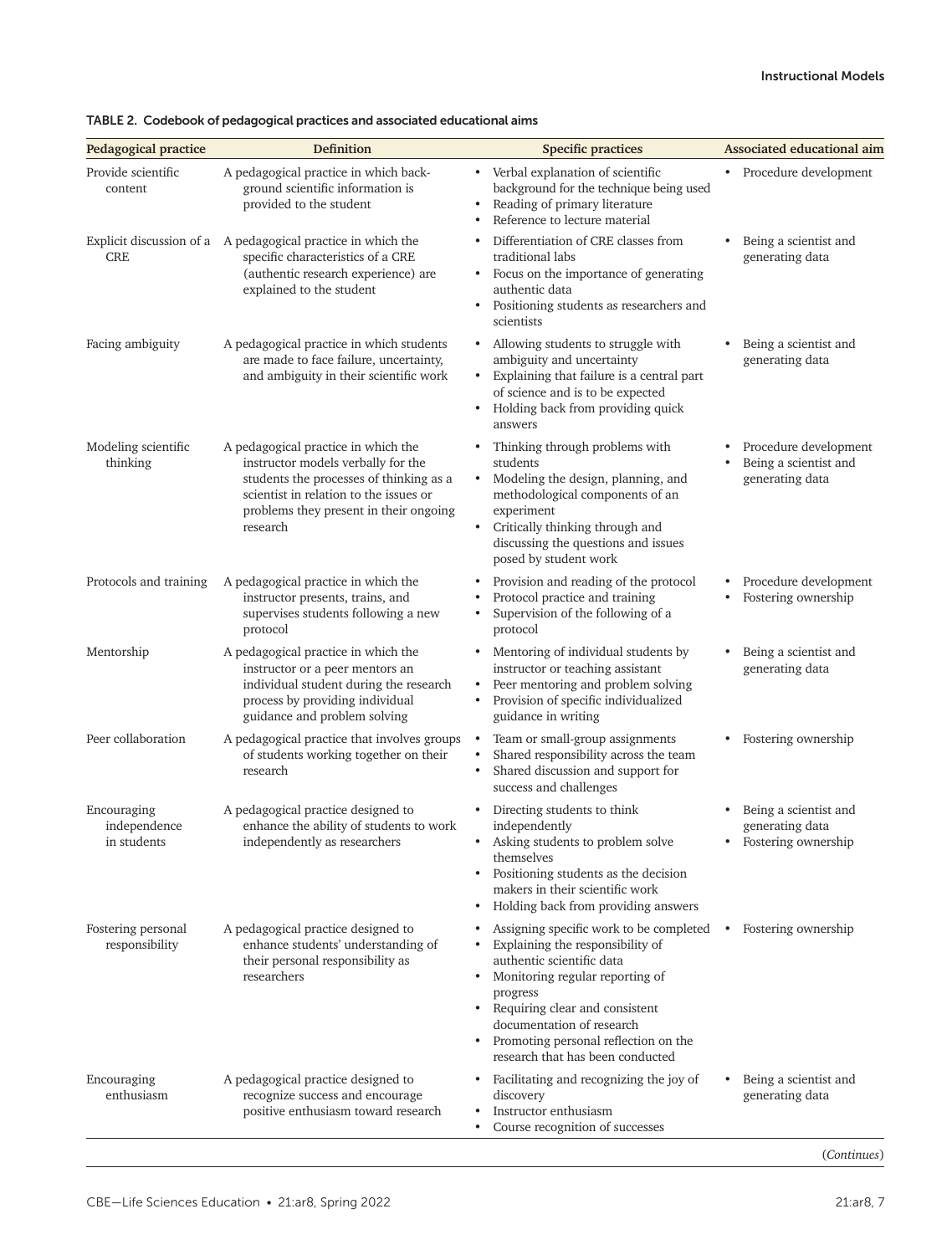TABLE 2. Codebook of pedagogical practices and associated educational aims

| Pedagogical practice | Definition | Specific practices | Associated educational aim |
|---|---|---|---|
| Provide scientific content | A pedagogical practice in which background scientific information is provided to the student | • Verbal explanation of scientific background for the technique being used<br>• Reading of primary literature<br>• Reference to lecture material | • Procedure development |
| Explicit discussion of a CRE | A pedagogical practice in which the specific characteristics of a CRE (authentic research experience) are explained to the student | • Differentiation of CRE classes from traditional labs<br>• Focus on the importance of generating authentic data<br>• Positioning students as researchers and scientists | • Being a scientist and generating data |
| Facing ambiguity | A pedagogical practice in which students are made to face failure, uncertainty, and ambiguity in their scientific work | • Allowing students to struggle with ambiguity and uncertainty<br>• Explaining that failure is a central part of science and is to be expected<br>• Holding back from providing quick answers | • Being a scientist and generating data |
| Modeling scientific thinking | A pedagogical practice in which the instructor models verbally for the students the processes of thinking as a scientist in relation to the issues or problems they present in their ongoing research | • Thinking through problems with students<br>• Modeling the design, planning, and methodological components of an experiment<br>• Critically thinking through and discussing the questions and issues posed by student work | • Procedure development<br>• Being a scientist and generating data |
| Protocols and training | A pedagogical practice in which the instructor presents, trains, and supervises students following a new protocol | • Provision and reading of the protocol<br>• Protocol practice and training<br>• Supervision of the following of a protocol | • Procedure development<br>• Fostering ownership |
| Mentorship | A pedagogical practice in which the instructor or a peer mentors an individual student during the research process by providing individual guidance and problem solving | • Mentoring of individual students by instructor or teaching assistant<br>• Peer mentoring and problem solving<br>• Provision of specific individualized guidance in writing | • Being a scientist and generating data |
| Peer collaboration | A pedagogical practice that involves groups of students working together on their research | • Team or small-group assignments<br>• Shared responsibility across the team<br>• Shared discussion and support for success and challenges | • Fostering ownership |
| Encouraging independence in students | A pedagogical practice designed to enhance the ability of students to work independently as researchers | • Directing students to think independently<br>• Asking students to problem solve themselves<br>• Positioning students as the decision makers in their scientific work<br>• Holding back from providing answers | • Being a scientist and generating data<br>• Fostering ownership |
| Fostering personal responsibility | A pedagogical practice designed to enhance students' understanding of their personal responsibility as researchers | • Assigning specific work to be completed<br>• Explaining the responsibility of authentic scientific data<br>• Monitoring regular reporting of progress<br>• Requiring clear and consistent documentation of research<br>• Promoting personal reflection on the research that has been conducted | • Fostering ownership |
| Encouraging enthusiasm | A pedagogical practice designed to recognize success and encourage positive enthusiasm toward research | • Facilitating and recognizing the joy of discovery<br>• Instructor enthusiasm<br>• Course recognition of successes | • Being a scientist and generating data |

(*Continues*)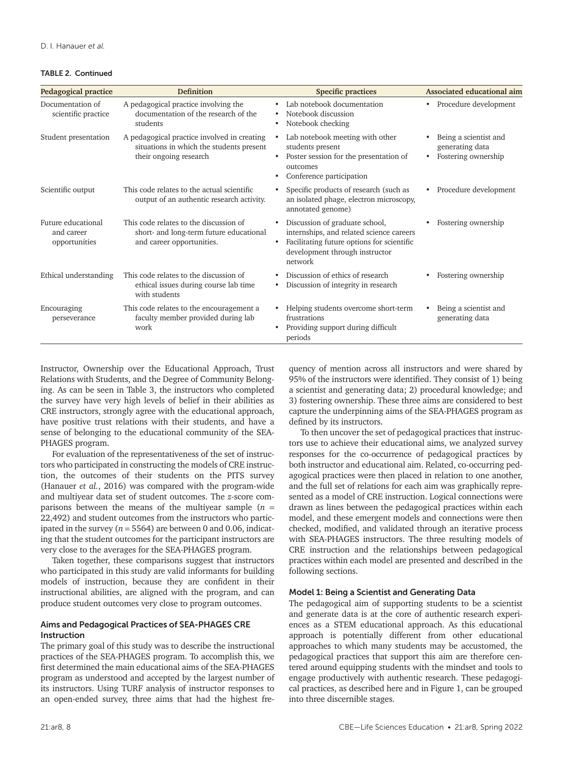**TABLE 2. Continued**

| Pedagogical practice | Definition | Specific practices | Associated educational aim |
|---|---|---|---|
| Documentation of scientific practice | A pedagogical practice involving the documentation of the research of the students | • Lab notebook documentation<br>• Notebook discussion<br>• Notebook checking | • Procedure development |
| Student presentation | A pedagogical practice involved in creating situations in which the students present their ongoing research | • Lab notebook meeting with other students present<br>• Poster session for the presentation of outcomes<br>• Conference participation | • Being a scientist and generating data<br>• Fostering ownership |
| Scientific output | This code relates to the actual scientific output of an authentic research activity. | • Specific products of research (such as an isolated phage, electron microscopy, annotated genome) | • Procedure development |
| Future educational and career opportunities | This code relates to the discussion of short- and long-term future educational and career opportunities. | • Discussion of graduate school, internships, and related science careers<br>• Facilitating future options for scientific development through instructor network | • Fostering ownership |
| Ethical understanding | This code relates to the discussion of ethical issues during course lab time with students | • Discussion of ethics of research<br>• Discussion of integrity in research | • Fostering ownership |
| Encouraging perseverance | This code relates to the encouragement a faculty member provided during lab work | • Helping students overcome short-term frustrations<br>• Providing support during difficult periods | • Being a scientist and generating data |

Instructor, Ownership over the Educational Approach, Trust Relations with Students, and the Degree of Community Belonging. As can be seen in Table 3, the instructors who completed the survey have very high levels of belief in their abilities as CRE instructors, strongly agree with the educational approach, have positive trust relations with their students, and have a sense of belonging to the educational community of the SEA-PHAGES program.

For evaluation of the representativeness of the set of instructors who participated in constructing the models of CRE instruction, the outcomes of their students on the PITS survey (Hanauer *et al.*, 2016) was compared with the program-wide and multiyear data set of student outcomes. The $z$-score comparisons between the means of the multiyear sample ($n$ = 22,492) and student outcomes from the instructors who participated in the survey ($n$ = 5564) are between 0 and 0.06, indicating that the student outcomes for the participant instructors are very close to the averages for the SEA-PHAGES program.

Taken together, these comparisons suggest that instructors who participated in this study are valid informants for building models of instruction, because they are confident in their instructional abilities, are aligned with the program, and can produce student outcomes very close to program outcomes.

### Aims and Pedagogical Practices of SEA-PHAGES CRE Instruction

The primary goal of this study was to describe the instructional practices of the SEA-PHAGES program. To accomplish this, we first determined the main educational aims of the SEA-PHAGES program as understood and accepted by the largest number of its instructors. Using TURF analysis of instructor responses to an open-ended survey, three aims that had the highest frequency of mention across all instructors and were shared by 95% of the instructors were identified. They consist of 1) being a scientist and generating data; 2) procedural knowledge; and 3) fostering ownership. These three aims are considered to best capture the underpinning aims of the SEA-PHAGES program as defined by its instructors.

To then uncover the set of pedagogical practices that instructors use to achieve their educational aims, we analyzed survey responses for the co-occurrence of pedagogical practices by both instructor and educational aim. Related, co-occurring pedagogical practices were then placed in relation to one another, and the full set of relations for each aim was graphically represented as a model of CRE instruction. Logical connections were drawn as lines between the pedagogical practices within each model, and these emergent models and connections were then checked, modified, and validated through an iterative process with SEA-PHAGES instructors. The three resulting models of CRE instruction and the relationships between pedagogical practices within each model are presented and described in the following sections.

### Model 1: Being a Scientist and Generating Data

The pedagogical aim of supporting students to be a scientist and generate data is at the core of authentic research experiences as a STEM educational approach. As this educational approach is potentially different from other educational approaches to which many students may be accustomed, the pedagogical practices that support this aim are therefore centered around equipping students with the mindset and tools to engage productively with authentic research. These pedagogical practices, as described here and in Figure 1, can be grouped into three discernible stages.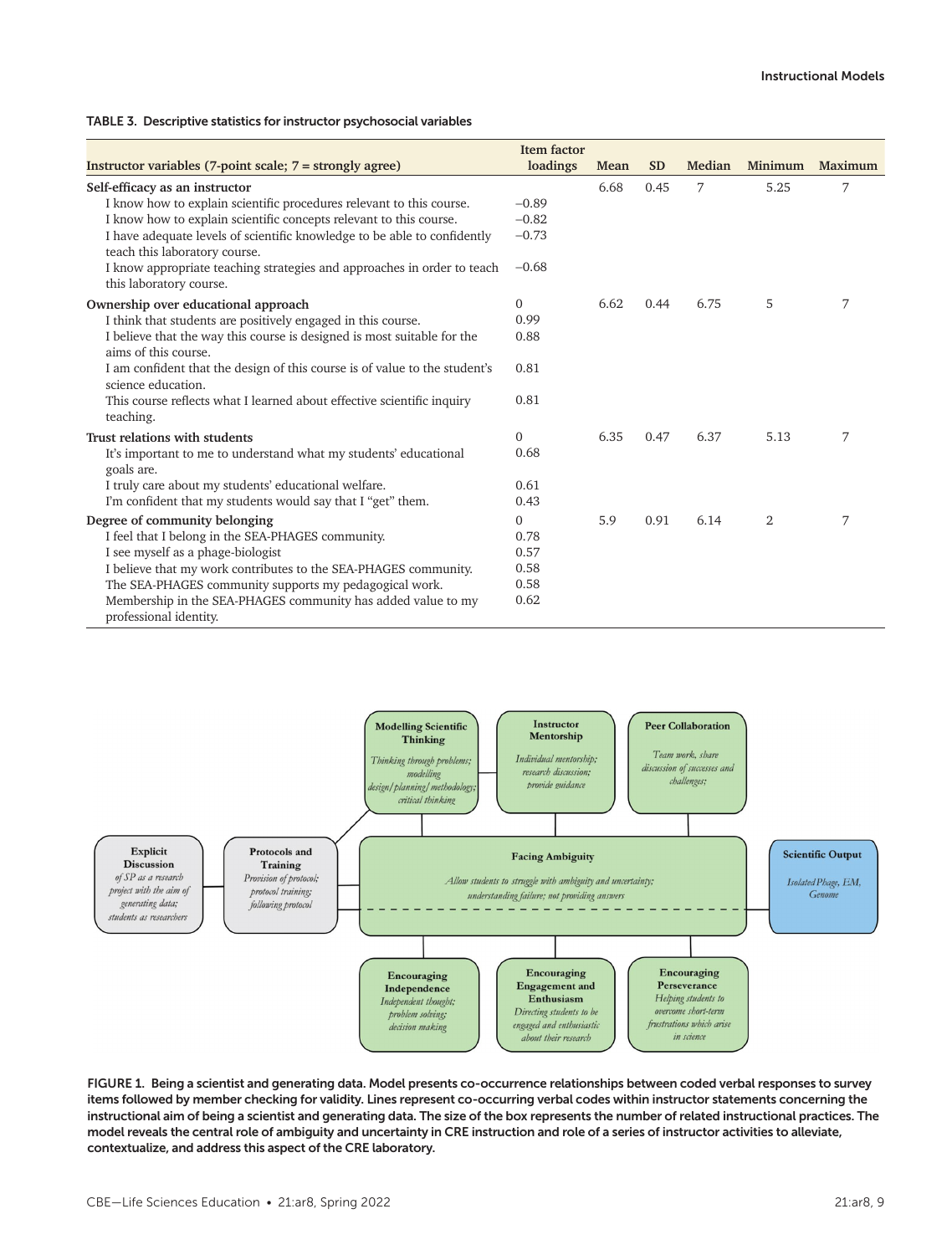TABLE 3. Descriptive statistics for instructor psychosocial variables

| Instructor variables (7-point scale; 7 = strongly agree) | Item factor loadings | Mean | SD | Median | Minimum | Maximum |
|---|---|---|---|---|---|---|
| **Self-efficacy as an instructor** | | 6.68 | 0.45 | 7 | 5.25 | 7 |
| I know how to explain scientific procedures relevant to this course. | −0.89 | | | | | |
| I know how to explain scientific concepts relevant to this course. | −0.82 | | | | | |
| I have adequate levels of scientific knowledge to be able to confidently teach this laboratory course. | −0.73 | | | | | |
| I know appropriate teaching strategies and approaches in order to teach this laboratory course. | −0.68 | | | | | |
| **Ownership over educational approach** | 0 | 6.62 | 0.44 | 6.75 | 5 | 7 |
| I think that students are positively engaged in this course. | 0.99 | | | | | |
| I believe that the way this course is designed is most suitable for the aims of this course. | 0.88 | | | | | |
| I am confident that the design of this course is of value to the student's science education. | 0.81 | | | | | |
| This course reflects what I learned about effective scientific inquiry teaching. | 0.81 | | | | | |
| **Trust relations with students** | 0 | 6.35 | 0.47 | 6.37 | 5.13 | 7 |
| It's important to me to understand what my students' educational goals are. | 0.68 | | | | | |
| I truly care about my students' educational welfare. | 0.61 | | | | | |
| I'm confident that my students would say that I "get" them. | 0.43 | | | | | |
| **Degree of community belonging** | 0 | 5.9 | 0.91 | 6.14 | 2 | 7 |
| I feel that I belong in the SEA-PHAGES community. | 0.78 | | | | | |
| I see myself as a phage-biologist | 0.57 | | | | | |
| I believe that my work contributes to the SEA-PHAGES community. | 0.58 | | | | | |
| The SEA-PHAGES community supports my pedagogical work. | 0.58 | | | | | |
| Membership in the SEA-PHAGES community has added value to my professional identity. | 0.62 | | | | | |

**FIGURE 1. Being a scientist and generating data. Model presents co-occurrence relationships between coded verbal responses to survey items followed by member checking for validity. Lines represent co-occurring verbal codes within instructor statements concerning the instructional aim of being a scientist and generating data. The size of the box represents the number of related instructional practices. The model reveals the central role of ambiguity and uncertainty in CRE instruction and role of a series of instructor activities to alleviate, contextualize, and address this aspect of the CRE laboratory.**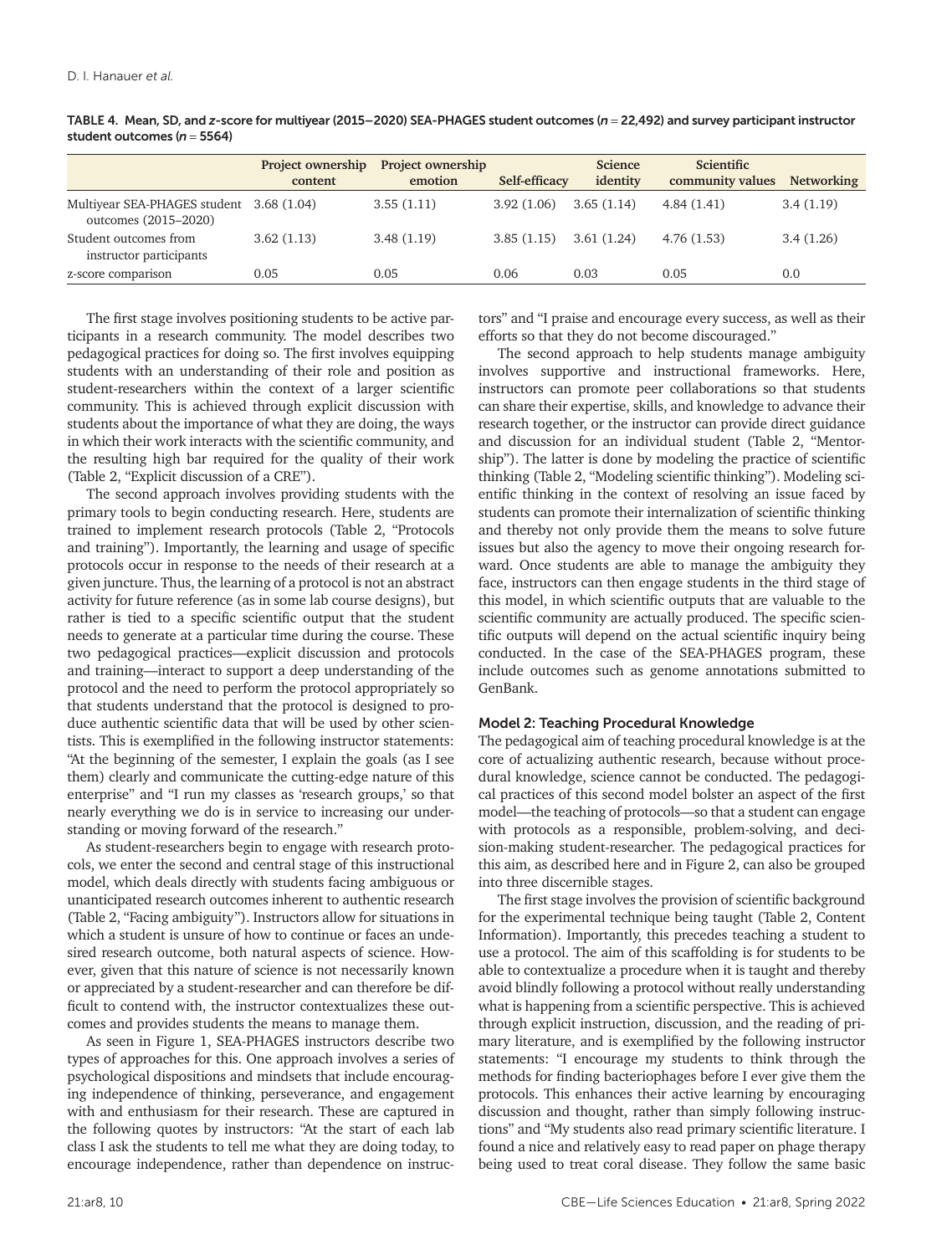TABLE 4. Mean, SD, and $z$-score for multiyear (2015–2020) SEA-PHAGES student outcomes ($n$ = 22,492) and survey participant instructor student outcomes ($n$ = 5564)

| | Project ownership content | Project ownership emotion | Self-efficacy | Science identity | Scientific community values | Networking |
|---|---|---|---|---|---|---|
| Multiyear SEA-PHAGES student outcomes (2015–2020) | 3.68 (1.04) | 3.55 (1.11) | 3.92 (1.06) | 3.65 (1.14) | 4.84 (1.41) | 3.4 (1.19) |
| Student outcomes from instructor participants | 3.62 (1.13) | 3.48 (1.19) | 3.85 (1.15) | 3.61 (1.24) | 4.76 (1.53) | 3.4 (1.26) |
| z-score comparison | 0.05 | 0.05 | 0.06 | 0.03 | 0.05 | 0.0 |

The first stage involves positioning students to be active participants in a research community. The model describes two pedagogical practices for doing so. The first involves equipping students with an understanding of their role and position as student-researchers within the context of a larger scientific community. This is achieved through explicit discussion with students about the importance of what they are doing, the ways in which their work interacts with the scientific community, and the resulting high bar required for the quality of their work (Table 2, "Explicit discussion of a CRE").

The second approach involves providing students with the primary tools to begin conducting research. Here, students are trained to implement research protocols (Table 2, "Protocols and training"). Importantly, the learning and usage of specific protocols occur in response to the needs of their research at a given juncture. Thus, the learning of a protocol is not an abstract activity for future reference (as in some lab course designs), but rather is tied to a specific scientific output that the student needs to generate at a particular time during the course. These two pedagogical practices—explicit discussion and protocols and training—interact to support a deep understanding of the protocol and the need to perform the protocol appropriately so that students understand that the protocol is designed to produce authentic scientific data that will be used by other scientists. This is exemplified in the following instructor statements: "At the beginning of the semester, I explain the goals (as I see them) clearly and communicate the cutting-edge nature of this enterprise" and "I run my classes as 'research groups,' so that nearly everything we do is in service to increasing our understanding or moving forward of the research."

As student-researchers begin to engage with research protocols, we enter the second and central stage of this instructional model, which deals directly with students facing ambiguous or unanticipated research outcomes inherent to authentic research (Table 2, "Facing ambiguity"). Instructors allow for situations in which a student is unsure of how to continue or faces an undesired research outcome, both natural aspects of science. However, given that this nature of science is not necessarily known or appreciated by a student-researcher and can therefore be difficult to contend with, the instructor contextualizes these outcomes and provides students the means to manage them.

As seen in Figure 1, SEA-PHAGES instructors describe two types of approaches for this. One approach involves a series of psychological dispositions and mindsets that include encouraging independence of thinking, perseverance, and engagement with and enthusiasm for their research. These are captured in the following quotes by instructors: "At the start of each lab class I ask the students to tell me what they are doing today, to encourage independence, rather than dependence on instructors" and "I praise and encourage every success, as well as their efforts so that they do not become discouraged."

The second approach to help students manage ambiguity involves supportive and instructional frameworks. Here, instructors can promote peer collaborations so that students can share their expertise, skills, and knowledge to advance their research together, or the instructor can provide direct guidance and discussion for an individual student (Table 2, "Mentorship"). The latter is done by modeling the practice of scientific thinking (Table 2, "Modeling scientific thinking"). Modeling scientific thinking in the context of resolving an issue faced by students can promote their internalization of scientific thinking and thereby not only provide them the means to solve future issues but also the agency to move their ongoing research forward. Once students are able to manage the ambiguity they face, instructors can then engage students in the third stage of this model, in which scientific outputs that are valuable to the scientific community are actually produced. The specific scientific outputs will depend on the actual scientific inquiry being conducted. In the case of the SEA-PHAGES program, these include outcomes such as genome annotations submitted to GenBank.

### Model 2: Teaching Procedural Knowledge

The pedagogical aim of teaching procedural knowledge is at the core of actualizing authentic research, because without procedural knowledge, science cannot be conducted. The pedagogical practices of this second model bolster an aspect of the first model—the teaching of protocols—so that a student can engage with protocols as a responsible, problem-solving, and decision-making student-researcher. The pedagogical practices for this aim, as described here and in Figure 2, can also be grouped into three discernible stages.

The first stage involves the provision of scientific background for the experimental technique being taught (Table 2, Content Information). Importantly, this precedes teaching a student to use a protocol. The aim of this scaffolding is for students to be able to contextualize a procedure when it is taught and thereby avoid blindly following a protocol without really understanding what is happening from a scientific perspective. This is achieved through explicit instruction, discussion, and the reading of primary literature, and is exemplified by the following instructor statements: "I encourage my students to think through the methods for finding bacteriophages before I ever give them the protocols. This enhances their active learning by encouraging discussion and thought, rather than simply following instructions" and "My students also read primary scientific literature. I found a nice and relatively easy to read paper on phage therapy being used to treat coral disease. They follow the same basic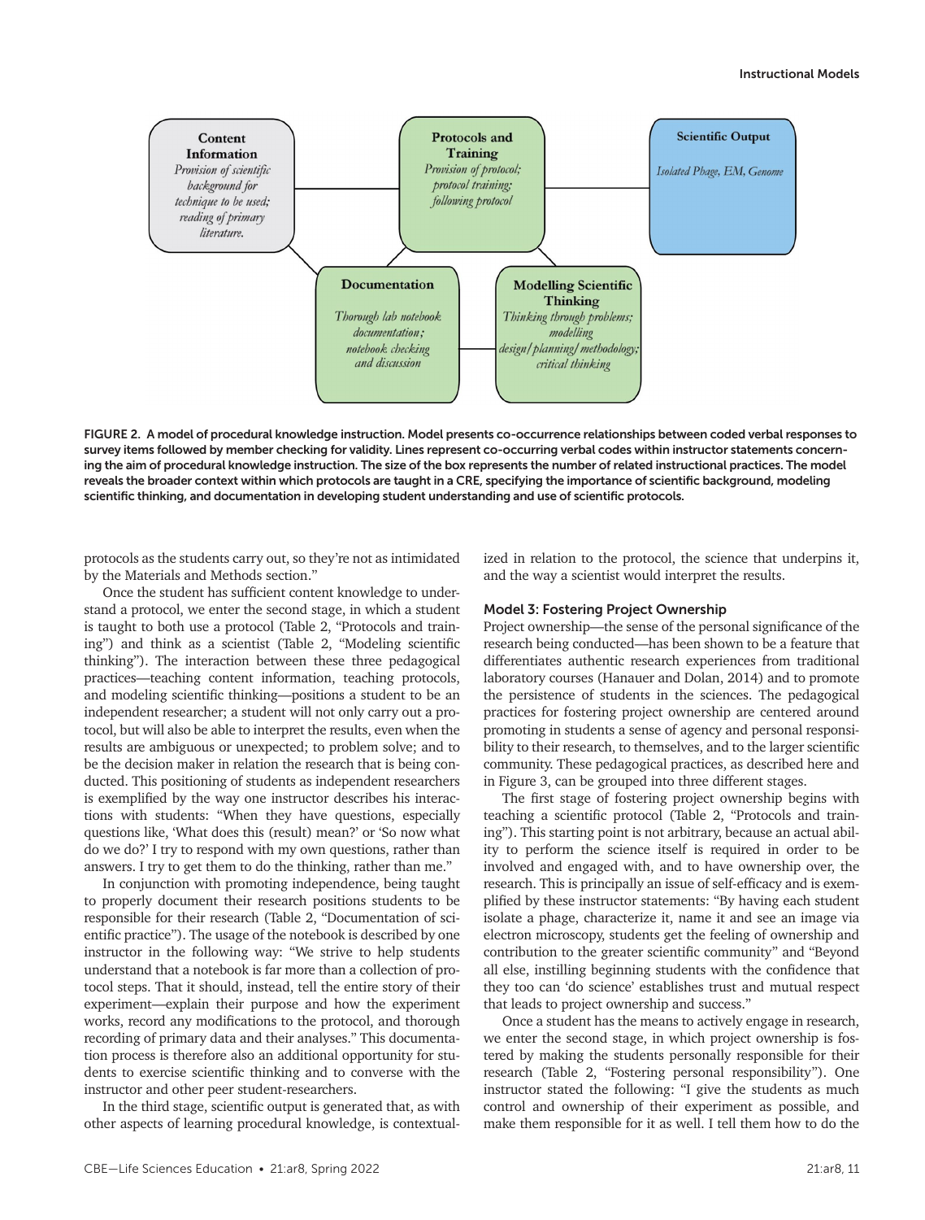FIGURE 2. A model of procedural knowledge instruction. Model presents co-occurrence relationships between coded verbal responses to survey items followed by member checking for validity. Lines represent co-occurring verbal codes within instructor statements concerning the aim of procedural knowledge instruction. The size of the box represents the number of related instructional practices. The model reveals the broader context within which protocols are taught in a CRE, specifying the importance of scientific background, modeling scientific thinking, and documentation in developing student understanding and use of scientific protocols.

protocols as the students carry out, so they're not as intimidated by the Materials and Methods section."

Once the student has sufficient content knowledge to understand a protocol, we enter the second stage, in which a student is taught to both use a protocol (Table 2, "Protocols and training") and think as a scientist (Table 2, "Modeling scientific thinking"). The interaction between these three pedagogical practices—teaching content information, teaching protocols, and modeling scientific thinking—positions a student to be an independent researcher; a student will not only carry out a protocol, but will also be able to interpret the results, even when the results are ambiguous or unexpected; to problem solve; and to be the decision maker in relation the research that is being conducted. This positioning of students as independent researchers is exemplified by the way one instructor describes his interactions with students: "When they have questions, especially questions like, 'What does this (result) mean?' or 'So now what do we do?' I try to respond with my own questions, rather than answers. I try to get them to do the thinking, rather than me."

In conjunction with promoting independence, being taught to properly document their research positions students to be responsible for their research (Table 2, "Documentation of scientific practice"). The usage of the notebook is described by one instructor in the following way: "We strive to help students understand that a notebook is far more than a collection of protocol steps. That it should, instead, tell the entire story of their experiment—explain their purpose and how the experiment works, record any modifications to the protocol, and thorough recording of primary data and their analyses." This documentation process is therefore also an additional opportunity for students to exercise scientific thinking and to converse with the instructor and other peer student-researchers.

In the third stage, scientific output is generated that, as with other aspects of learning procedural knowledge, is contextualized in relation to the protocol, the science that underpins it, and the way a scientist would interpret the results.

### Model 3: Fostering Project Ownership

Project ownership—the sense of the personal significance of the research being conducted—has been shown to be a feature that differentiates authentic research experiences from traditional laboratory courses (Hanauer and Dolan, 2014) and to promote the persistence of students in the sciences. The pedagogical practices for fostering project ownership are centered around promoting in students a sense of agency and personal responsibility to their research, to themselves, and to the larger scientific community. These pedagogical practices, as described here and in Figure 3, can be grouped into three different stages.

The first stage of fostering project ownership begins with teaching a scientific protocol (Table 2, "Protocols and training"). This starting point is not arbitrary, because an actual ability to perform the science itself is required in order to be involved and engaged with, and to have ownership over, the research. This is principally an issue of self-efficacy and is exemplified by these instructor statements: "By having each student isolate a phage, characterize it, name it and see an image via electron microscopy, students get the feeling of ownership and contribution to the greater scientific community" and "Beyond all else, instilling beginning students with the confidence that they too can 'do science' establishes trust and mutual respect that leads to project ownership and success."

Once a student has the means to actively engage in research, we enter the second stage, in which project ownership is fostered by making the students personally responsible for their research (Table 2, "Fostering personal responsibility"). One instructor stated the following: "I give the students as much control and ownership of their experiment as possible, and make them responsible for it as well. I tell them how to do the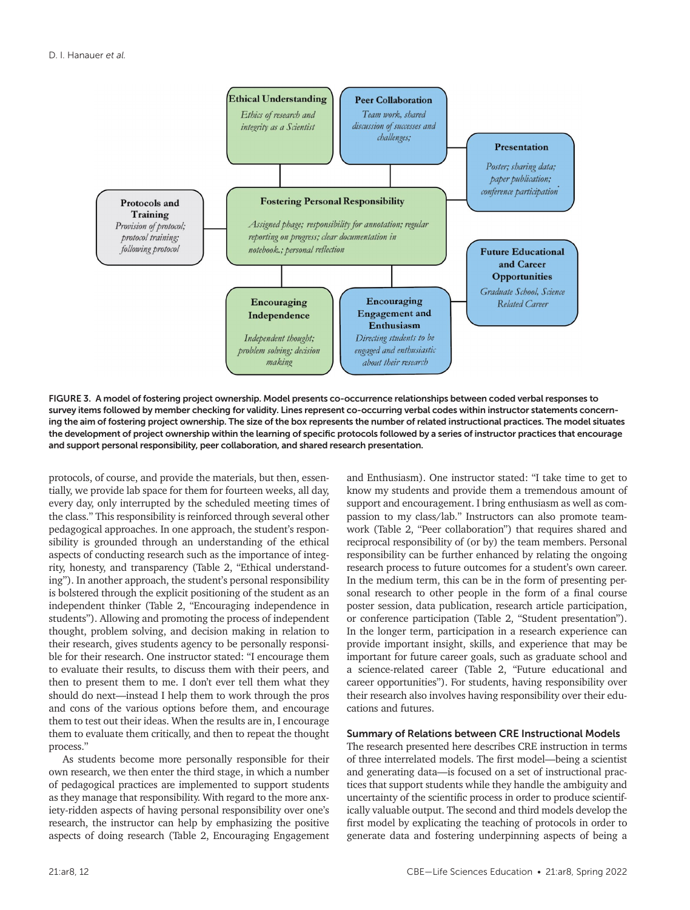**Ethical Understanding**
*Ethics of research and integrity as a Scientist*

**Peer Collaboration**
*Team work, shared discussion of successes and challenges;*

**Presentation**
*Poster; sharing data; paper publication; conference participation*

**Protocols and Training**
*Provision of protocol; protocol training; following protocol*

**Fostering Personal Responsibility**
*Assigned phage; responsibility for annotation; regular reporting on progress; clear documentation in notebook.; personal reflection*

**Future Educational and Career Opportunities**
*Graduate School, Science Related Career*

**Encouraging Independence**
*Independent thought; problem solving; decision making*

**Encouraging Engagement and Enthusiasm**
*Directing students to be engaged and enthusiastic about their research*

FIGURE 3. A model of fostering project ownership. Model presents co-occurrence relationships between coded verbal responses to survey items followed by member checking for validity. Lines represent co-occurring verbal codes within instructor statements concerning the aim of fostering project ownership. The size of the box represents the number of related instructional practices. The model situates the development of project ownership within the learning of specific protocols followed by a series of instructor practices that encourage and support personal responsibility, peer collaboration, and shared research presentation.

protocols, of course, and provide the materials, but then, essentially, we provide lab space for them for fourteen weeks, all day, every day, only interrupted by the scheduled meeting times of the class." This responsibility is reinforced through several other pedagogical approaches. In one approach, the student's responsibility is grounded through an understanding of the ethical aspects of conducting research such as the importance of integrity, honesty, and transparency (Table 2, "Ethical understanding"). In another approach, the student's personal responsibility is bolstered through the explicit positioning of the student as an independent thinker (Table 2, "Encouraging independence in students"). Allowing and promoting the process of independent thought, problem solving, and decision making in relation to their research, gives students agency to be personally responsible for their research. One instructor stated: "I encourage them to evaluate their results, to discuss them with their peers, and then to present them to me. I don't ever tell them what they should do next—instead I help them to work through the pros and cons of the various options before them, and encourage them to test out their ideas. When the results are in, I encourage them to evaluate them critically, and then to repeat the thought process."

As students become more personally responsible for their own research, we then enter the third stage, in which a number of pedagogical practices are implemented to support students as they manage that responsibility. With regard to the more anxiety-ridden aspects of having personal responsibility over one's research, the instructor can help by emphasizing the positive aspects of doing research (Table 2, Encouraging Engagement and Enthusiasm). One instructor stated: "I take time to get to know my students and provide them a tremendous amount of support and encouragement. I bring enthusiasm as well as compassion to my class/lab." Instructors can also promote teamwork (Table 2, "Peer collaboration") that requires shared and reciprocal responsibility of (or by) the team members. Personal responsibility can be further enhanced by relating the ongoing research process to future outcomes for a student's own career. In the medium term, this can be in the form of presenting personal research to other people in the form of a final course poster session, data publication, research article participation, or conference participation (Table 2, "Student presentation"). In the longer term, participation in a research experience can provide important insight, skills, and experience that may be important for future career goals, such as graduate school and a science-related career (Table 2, "Future educational and career opportunities"). For students, having responsibility over their research also involves having responsibility over their educations and futures.

### Summary of Relations between CRE Instructional Models

The research presented here describes CRE instruction in terms of three interrelated models. The first model—being a scientist and generating data—is focused on a set of instructional practices that support students while they handle the ambiguity and uncertainty of the scientific process in order to produce scientifically valuable output. The second and third models develop the first model by explicating the teaching of protocols in order to generate data and fostering underpinning aspects of being a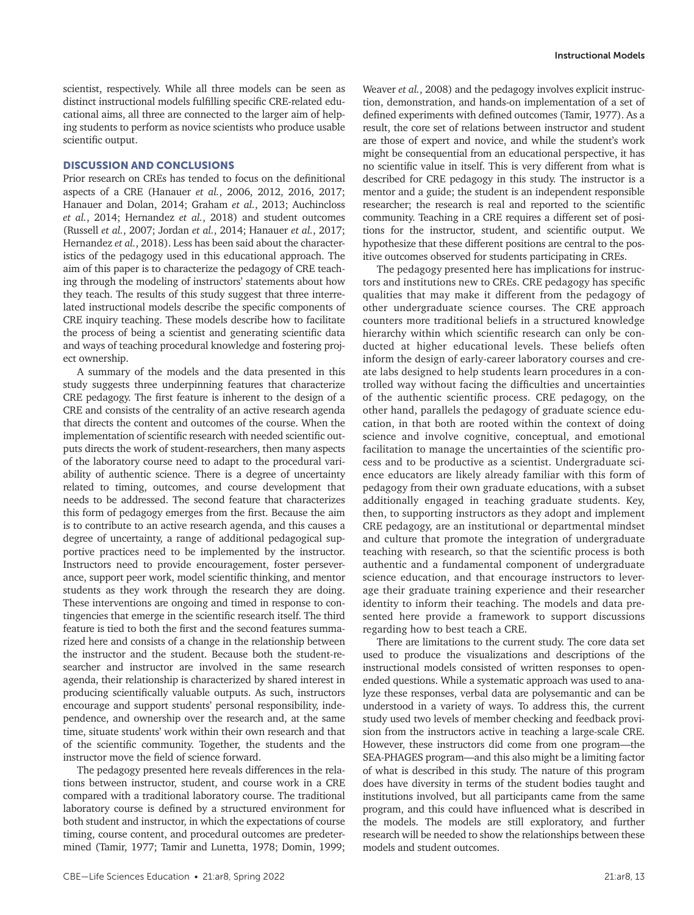scientist, respectively. While all three models can be seen as distinct instructional models fulfilling specific CRE-related educational aims, all three are connected to the larger aim of helping students to perform as novice scientists who produce usable scientific output.

## DISCUSSION AND CONCLUSIONS

Prior research on CREs has tended to focus on the definitional aspects of a CRE (Hanauer *et al.*, 2006, 2012, 2016, 2017; Hanauer and Dolan, 2014; Graham *et al.*, 2013; Auchincloss *et al.*, 2014; Hernandez *et al.*, 2018) and student outcomes (Russell *et al.*, 2007; Jordan *et al.*, 2014; Hanauer *et al.*, 2017; Hernandez *et al.*, 2018). Less has been said about the characteristics of the pedagogy used in this educational approach. The aim of this paper is to characterize the pedagogy of CRE teaching through the modeling of instructors' statements about how they teach. The results of this study suggest that three interrelated instructional models describe the specific components of CRE inquiry teaching. These models describe how to facilitate the process of being a scientist and generating scientific data and ways of teaching procedural knowledge and fostering project ownership.

A summary of the models and the data presented in this study suggests three underpinning features that characterize CRE pedagogy. The first feature is inherent to the design of a CRE and consists of the centrality of an active research agenda that directs the content and outcomes of the course. When the implementation of scientific research with needed scientific outputs directs the work of student-researchers, then many aspects of the laboratory course need to adapt to the procedural variability of authentic science. There is a degree of uncertainty related to timing, outcomes, and course development that needs to be addressed. The second feature that characterizes this form of pedagogy emerges from the first. Because the aim is to contribute to an active research agenda, and this causes a degree of uncertainty, a range of additional pedagogical supportive practices need to be implemented by the instructor. Instructors need to provide encouragement, foster perseverance, support peer work, model scientific thinking, and mentor students as they work through the research they are doing. These interventions are ongoing and timed in response to contingencies that emerge in the scientific research itself. The third feature is tied to both the first and the second features summarized here and consists of a change in the relationship between the instructor and the student. Because both the student-researcher and instructor are involved in the same research agenda, their relationship is characterized by shared interest in producing scientifically valuable outputs. As such, instructors encourage and support students' personal responsibility, independence, and ownership over the research and, at the same time, situate students' work within their own research and that of the scientific community. Together, the students and the instructor move the field of science forward.

The pedagogy presented here reveals differences in the relations between instructor, student, and course work in a CRE compared with a traditional laboratory course. The traditional laboratory course is defined by a structured environment for both student and instructor, in which the expectations of course timing, course content, and procedural outcomes are predetermined (Tamir, 1977; Tamir and Lunetta, 1978; Domin, 1999; Weaver *et al.*, 2008) and the pedagogy involves explicit instruction, demonstration, and hands-on implementation of a set of defined experiments with defined outcomes (Tamir, 1977). As a result, the core set of relations between instructor and student are those of expert and novice, and while the student's work might be consequential from an educational perspective, it has no scientific value in itself. This is very different from what is described for CRE pedagogy in this study. The instructor is a mentor and a guide; the student is an independent responsible researcher; the research is real and reported to the scientific community. Teaching in a CRE requires a different set of positions for the instructor, student, and scientific output. We hypothesize that these different positions are central to the positive outcomes observed for students participating in CREs.

The pedagogy presented here has implications for instructors and institutions new to CREs. CRE pedagogy has specific qualities that may make it different from the pedagogy of other undergraduate science courses. The CRE approach counters more traditional beliefs in a structured knowledge hierarchy within which scientific research can only be conducted at higher educational levels. These beliefs often inform the design of early-career laboratory courses and create labs designed to help students learn procedures in a controlled way without facing the difficulties and uncertainties of the authentic scientific process. CRE pedagogy, on the other hand, parallels the pedagogy of graduate science education, in that both are rooted within the context of doing science and involve cognitive, conceptual, and emotional facilitation to manage the uncertainties of the scientific process and to be productive as a scientist. Undergraduate science educators are likely already familiar with this form of pedagogy from their own graduate educations, with a subset additionally engaged in teaching graduate students. Key, then, to supporting instructors as they adopt and implement CRE pedagogy, are an institutional or departmental mindset and culture that promote the integration of undergraduate teaching with research, so that the scientific process is both authentic and a fundamental component of undergraduate science education, and that encourage instructors to leverage their graduate training experience and their researcher identity to inform their teaching. The models and data presented here provide a framework to support discussions regarding how to best teach a CRE.

There are limitations to the current study. The core data set used to produce the visualizations and descriptions of the instructional models consisted of written responses to open-ended questions. While a systematic approach was used to analyze these responses, verbal data are polysemantic and can be understood in a variety of ways. To address this, the current study used two levels of member checking and feedback provision from the instructors active in teaching a large-scale CRE. However, these instructors did come from one program—the SEA-PHAGES program—and this also might be a limiting factor of what is described in this study. The nature of this program does have diversity in terms of the student bodies taught and institutions involved, but all participants came from the same program, and this could have influenced what is described in the models. The models are still exploratory, and further research will be needed to show the relationships between these models and student outcomes.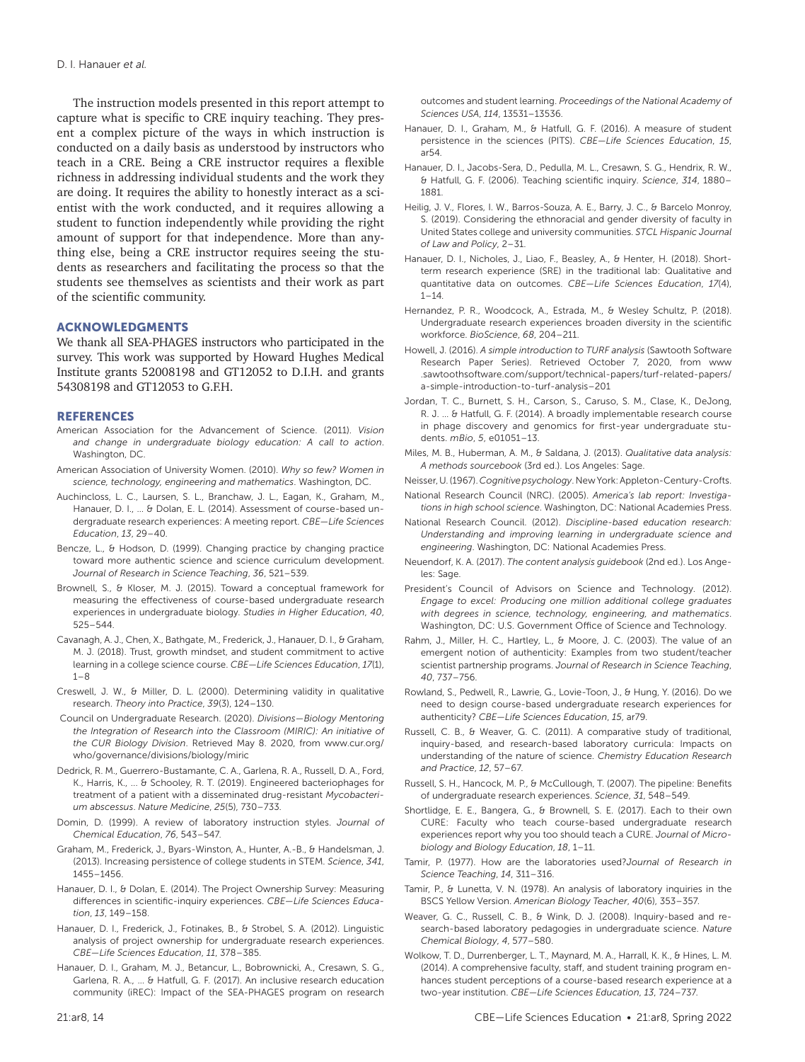The instruction models presented in this report attempt to capture what is specific to CRE inquiry teaching. They present a complex picture of the ways in which instruction is conducted on a daily basis as understood by instructors who teach in a CRE. Being a CRE instructor requires a flexible richness in addressing individual students and the work they are doing. It requires the ability to honestly interact as a scientist with the work conducted, and it requires allowing a student to function independently while providing the right amount of support for that independence. More than anything else, being a CRE instructor requires seeing the students as researchers and facilitating the process so that the students see themselves as scientists and their work as part of the scientific community.

## ACKNOWLEDGMENTS

We thank all SEA-PHAGES instructors who participated in the survey. This work was supported by Howard Hughes Medical Institute grants 52008198 and GT12052 to D.I.H. and grants 54308198 and GT12053 to G.F.H.

## REFERENCES

American Association for the Advancement of Science. (2011). *Vision and change in undergraduate biology education: A call to action*. Washington, DC.

American Association of University Women. (2010). *Why so few? Women in science, technology, engineering and mathematics*. Washington, DC.

Auchincloss, L. C., Laursen, S. L., Branchaw, J. L., Eagan, K., Graham, M., Hanauer, D. I., … & Dolan, E. L. (2014). Assessment of course-based undergraduate research experiences: A meeting report. *CBE—Life Sciences Education*, *13*, 29–40.

Bencze, L., & Hodson, D. (1999). Changing practice by changing practice toward more authentic science and science curriculum development. *Journal of Research in Science Teaching*, *36*, 521–539.

Brownell, S., & Kloser, M. J. (2015). Toward a conceptual framework for measuring the effectiveness of course-based undergraduate research experiences in undergraduate biology. *Studies in Higher Education*, *40*, 525–544.

Cavanagh, A. J., Chen, X., Bathgate, M., Frederick, J., Hanauer, D. I., & Graham, M. J. (2018). Trust, growth mindset, and student commitment to active learning in a college science course. *CBE—Life Sciences Education*, *17*(1), 1–8

Creswell, J. W., & Miller, D. L. (2000). Determining validity in qualitative research. *Theory into Practice*, *39*(3), 124–130.

Council on Undergraduate Research. (2020). *Divisions—Biology Mentoring the Integration of Research into the Classroom (MIRIC): An initiative of the CUR Biology Division*. Retrieved May 8. 2020, from www.cur.org/who/governance/divisions/biology/miric

Dedrick, R. M., Guerrero-Bustamante, C. A., Garlena, R. A., Russell, D. A., Ford, K., Harris, K., … & Schooley, R. T. (2019). Engineered bacteriophages for treatment of a patient with a disseminated drug-resistant *Mycobacterium abscessus*. *Nature Medicine*, *25*(5), 730–733.

Domin, D. (1999). A review of laboratory instruction styles. *Journal of Chemical Education*, *76*, 543–547.

Graham, M., Frederick, J., Byars-Winston, A., Hunter, A.-B., & Handelsman, J. (2013). Increasing persistence of college students in STEM. *Science*, *341*, 1455–1456.

Hanauer, D. I., & Dolan, E. (2014). The Project Ownership Survey: Measuring differences in scientific-inquiry experiences. *CBE—Life Sciences Education*, *13*, 149–158.

Hanauer, D. I., Frederick, J., Fotinakes, B., & Strobel, S. A. (2012). Linguistic analysis of project ownership for undergraduate research experiences. *CBE—Life Sciences Education*, *11*, 378–385.

Hanauer, D. I., Graham, M. J., Betancur, L., Bobrownicki, A., Cresawn, S. G., Garlena, R. A., … & Hatfull, G. F. (2017). An inclusive research education community (iREC): Impact of the SEA-PHAGES program on research outcomes and student learning. *Proceedings of the National Academy of Sciences USA*, *114*, 13531–13536.

Hanauer, D. I., Graham, M., & Hatfull, G. F. (2016). A measure of student persistence in the sciences (PITS). *CBE—Life Sciences Education*, *15*, ar54.

Hanauer, D. I., Jacobs-Sera, D., Pedulla, M. L., Cresawn, S. G., Hendrix, R. W., & Hatfull, G. F. (2006). Teaching scientific inquiry. *Science*, *314*, 1880–1881.

Heilig, J. V., Flores, I. W., Barros-Souza, A. E., Barry, J. C., & Barcelo Monroy, S. (2019). Considering the ethnoracial and gender diversity of faculty in United States college and university communities. *STCL Hispanic Journal of Law and Policy*, 2–31.

Hanauer, D. I., Nicholes, J., Liao, F., Beasley, A., & Henter, H. (2018). Short-term research experience (SRE) in the traditional lab: Qualitative and quantitative data on outcomes. *CBE—Life Sciences Education*, *17*(4), 1–14.

Hernandez, P. R., Woodcock, A., Estrada, M., & Wesley Schultz, P. (2018). Undergraduate research experiences broaden diversity in the scientific workforce. *BioScience*, *68*, 204–211.

Howell, J. (2016). *A simple introduction to TURF analysis* (Sawtooth Software Research Paper Series). Retrieved October 7, 2020, from www.sawtoothsoftware.com/support/technical-papers/turf-related-papers/a-simple-introduction-to-turf-analysis–201

Jordan, T. C., Burnett, S. H., Carson, S., Caruso, S. M., Clase, K., DeJong, R. J. … & Hatfull, G. F. (2014). A broadly implementable research course in phage discovery and genomics for first-year undergraduate students. *mBio*, *5*, e01051–13.

Miles, M. B., Huberman, A. M., & Saldana, J. (2013). *Qualitative data analysis: A methods sourcebook* (3rd ed.). Los Angeles: Sage.

Neisser, U. (1967). *Cognitive psychology*. New York: Appleton-Century-Crofts.

National Research Council (NRC). (2005). *America's lab report: Investigations in high school science*. Washington, DC: National Academies Press.

National Research Council. (2012). *Discipline-based education research: Understanding and improving learning in undergraduate science and engineering*. Washington, DC: National Academies Press.

Neuendorf, K. A. (2017). *The content analysis guidebook* (2nd ed.). Los Angeles: Sage.

President's Council of Advisors on Science and Technology. (2012). *Engage to excel: Producing one million additional college graduates with degrees in science, technology, engineering, and mathematics*. Washington, DC: U.S. Government Office of Science and Technology.

Rahm, J., Miller, H. C., Hartley, L., & Moore, J. C. (2003). The value of an emergent notion of authenticity: Examples from two student/teacher scientist partnership programs. *Journal of Research in Science Teaching*, *40*, 737–756.

Rowland, S., Pedwell, R., Lawrie, G., Lovie-Toon, J., & Hung, Y. (2016). Do we need to design course-based undergraduate research experiences for authenticity? *CBE—Life Sciences Education*, *15*, ar79.

Russell, C. B., & Weaver, G. C. (2011). A comparative study of traditional, inquiry-based, and research-based laboratory curricula: Impacts on understanding of the nature of science. *Chemistry Education Research and Practice*, *12*, 57–67.

Russell, S. H., Hancock, M. P., & McCullough, T. (2007). The pipeline: Benefits of undergraduate research experiences. *Science*, *31*, 548–549.

Shortlidge, E. E., Bangera, G., & Brownell, S. E. (2017). Each to their own CURE: Faculty who teach course-based undergraduate research experiences report why you too should teach a CURE. *Journal of Microbiology and Biology Education*, *18*, 1–11.

Tamir, P. (1977). How are the laboratories used?*Journal of Research in Science Teaching*, *14*, 311–316.

Tamir, P., & Lunetta, V. N. (1978). An analysis of laboratory inquiries in the BSCS Yellow Version. *American Biology Teacher*, *40*(6), 353–357.

Weaver, G. C., Russell, C. B., & Wink, D. J. (2008). Inquiry-based and research-based laboratory pedagogies in undergraduate science. *Nature Chemical Biology*, *4*, 577–580.

Wolkow, T. D., Durrenberger, L. T., Maynard, M. A., Harrall, K. K., & Hines, L. M. (2014). A comprehensive faculty, staff, and student training program enhances student perceptions of a course-based research experience at a two-year institution. *CBE—Life Sciences Education*, *13*, 724–737.